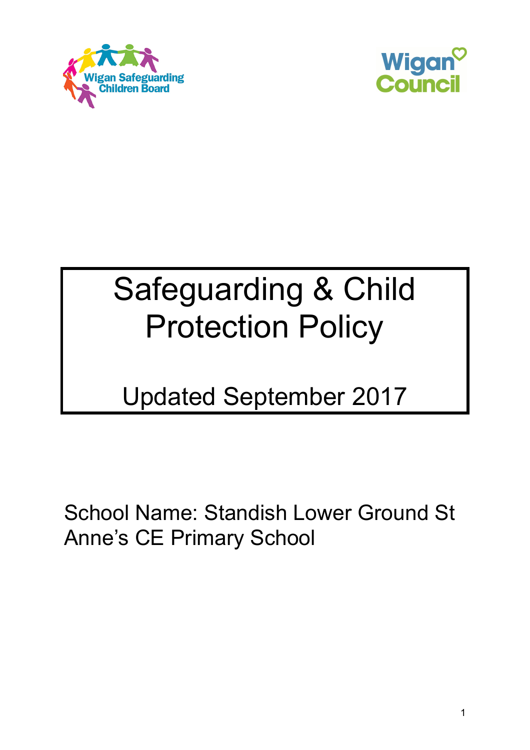Wigan Safeguarding Children Board

Wigan Council

# Safeguarding & Child Protection Policy

## Updated September 2017

School Name: Standish Lower Ground St Anne's CE Primary School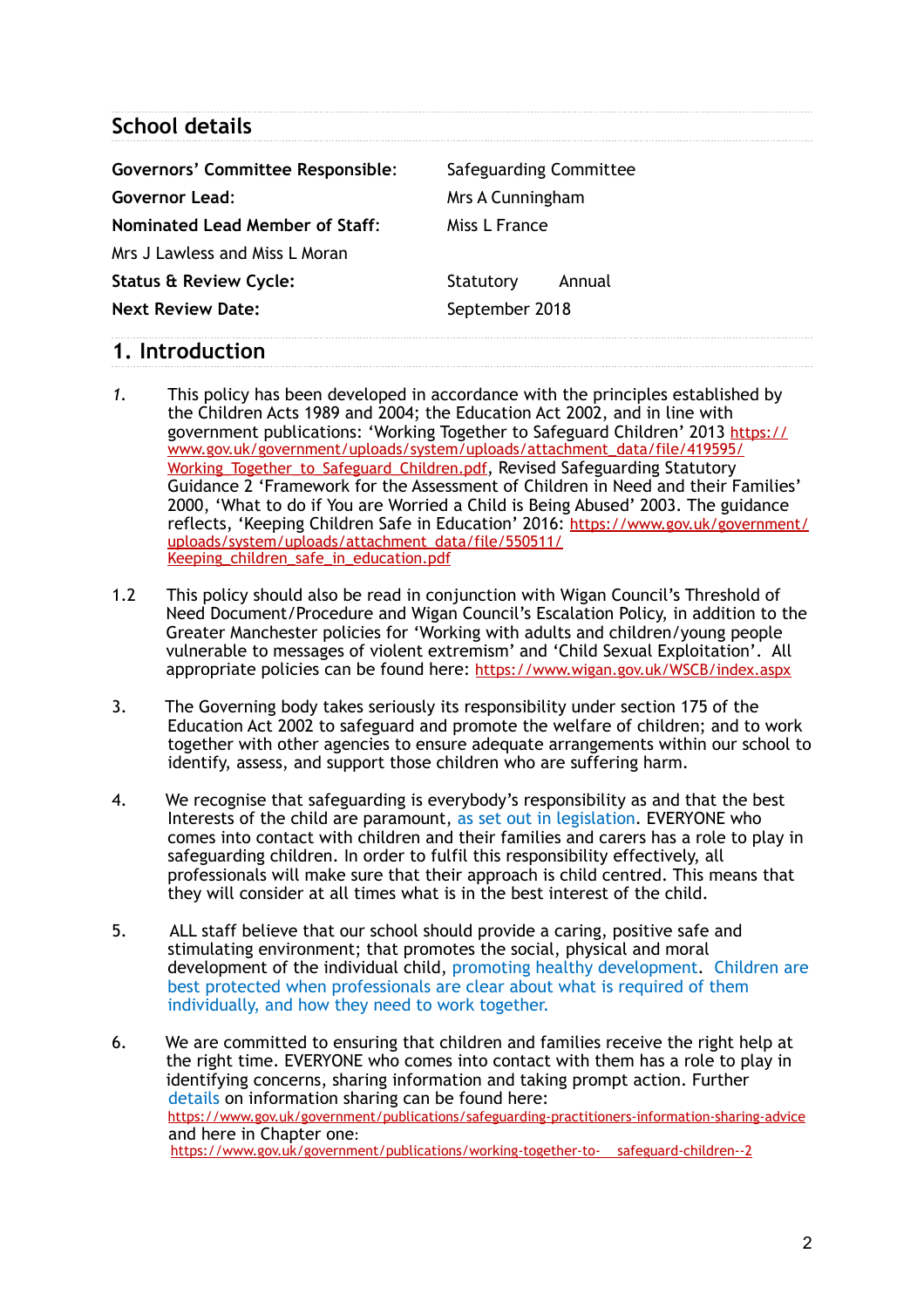## School details

| | |
|---|---|
| **Governors' Committee Responsible:** | Safeguarding Committee |
| **Governor Lead:** | Mrs A Cunningham |
| **Nominated Lead Member of Staff:** | Miss L France |
| Mrs J Lawless and Miss L Moran | |
| **Status & Review Cycle:** | Statutory Annual |
| **Next Review Date:** | September 2018 |

## 1. Introduction

*1.* This policy has been developed in accordance with the principles established by the Children Acts 1989 and 2004; the Education Act 2002, and in line with government publications: 'Working Together to Safeguard Children' 2013 https://www.gov.uk/government/uploads/system/uploads/attachment_data/file/419595/Working_Together_to_Safeguard_Children.pdf, Revised Safeguarding Statutory Guidance 2 'Framework for the Assessment of Children in Need and their Families' 2000, 'What to do if You are Worried a Child is Being Abused' 2003. The guidance reflects, 'Keeping Children Safe in Education' 2016: https://www.gov.uk/government/uploads/system/uploads/attachment_data/file/550511/Keeping_children_safe_in_education.pdf

1.2 This policy should also be read in conjunction with Wigan Council's Threshold of Need Document/Procedure and Wigan Council's Escalation Policy, in addition to the Greater Manchester policies for 'Working with adults and children/young people vulnerable to messages of violent extremism' and 'Child Sexual Exploitation'. All appropriate policies can be found here: https://www.wigan.gov.uk/WSCB/index.aspx

3. The Governing body takes seriously its responsibility under section 175 of the Education Act 2002 to safeguard and promote the welfare of children; and to work together with other agencies to ensure adequate arrangements within our school to identify, assess, and support those children who are suffering harm.

4. We recognise that safeguarding is everybody's responsibility as and that the best Interests of the child are paramount, as set out in legislation. EVERYONE who comes into contact with children and their families and carers has a role to play in safeguarding children. In order to fulfil this responsibility effectively, all professionals will make sure that their approach is child centred. This means that they will consider at all times what is in the best interest of the child.

5. ALL staff believe that our school should provide a caring, positive safe and stimulating environment; that promotes the social, physical and moral development of the individual child, promoting healthy development. Children are best protected when professionals are clear about what is required of them individually, and how they need to work together.

6. We are committed to ensuring that children and families receive the right help at the right time. EVERYONE who comes into contact with them has a role to play in identifying concerns, sharing information and taking prompt action. Further details on information sharing can be found here: https://www.gov.uk/government/publications/safeguarding-practitioners-information-sharing-advice and here in Chapter one: https://www.gov.uk/government/publications/working-together-to- safeguard-children--2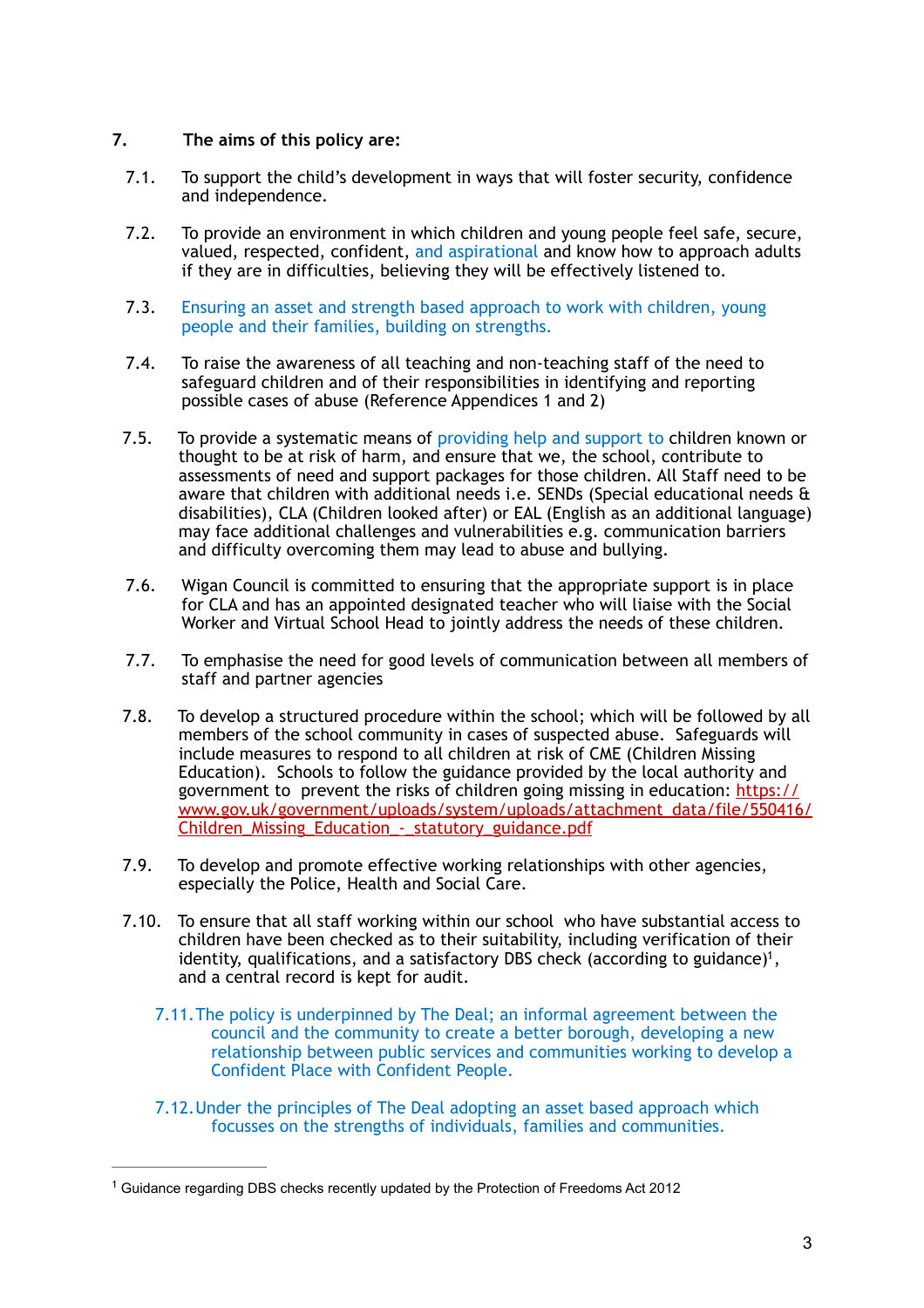## 7. The aims of this policy are:

7.1. To support the child's development in ways that will foster security, confidence and independence.

7.2. To provide an environment in which children and young people feel safe, secure, valued, respected, confident, and aspirational and know how to approach adults if they are in difficulties, believing they will be effectively listened to.

7.3. Ensuring an asset and strength based approach to work with children, young people and their families, building on strengths.

7.4. To raise the awareness of all teaching and non-teaching staff of the need to safeguard children and of their responsibilities in identifying and reporting possible cases of abuse (Reference Appendices 1 and 2)

7.5. To provide a systematic means of providing help and support to children known or thought to be at risk of harm, and ensure that we, the school, contribute to assessments of need and support packages for those children. All Staff need to be aware that children with additional needs i.e. SENDs (Special educational needs & disabilities), CLA (Children looked after) or EAL (English as an additional language) may face additional challenges and vulnerabilities e.g. communication barriers and difficulty overcoming them may lead to abuse and bullying.

7.6. Wigan Council is committed to ensuring that the appropriate support is in place for CLA and has an appointed designated teacher who will liaise with the Social Worker and Virtual School Head to jointly address the needs of these children.

7.7. To emphasise the need for good levels of communication between all members of staff and partner agencies

7.8. To develop a structured procedure within the school; which will be followed by all members of the school community in cases of suspected abuse. Safeguards will include measures to respond to all children at risk of CME (Children Missing Education). Schools to follow the guidance provided by the local authority and government to prevent the risks of children going missing in education: [https://www.gov.uk/government/uploads/system/uploads/attachment_data/file/550416/Children_Missing_Education_-_statutory_guidance.pdf](https://www.gov.uk/government/uploads/system/uploads/attachment_data/file/550416/Children_Missing_Education_-_statutory_guidance.pdf)

7.9. To develop and promote effective working relationships with other agencies, especially the Police, Health and Social Care.

7.10. To ensure that all staff working within our school who have substantial access to children have been checked as to their suitability, including verification of their identity, qualifications, and a satisfactory DBS check (according to guidance)[1], and a central record is kept for audit.

7.11. The policy is underpinned by The Deal; an informal agreement between the council and the community to create a better borough, developing a new relationship between public services and communities working to develop a Confident Place with Confident People.

7.12. Under the principles of The Deal adopting an asset based approach which focusses on the strengths of individuals, families and communities.

---

[1] Guidance regarding DBS checks recently updated by the Protection of Freedoms Act 2012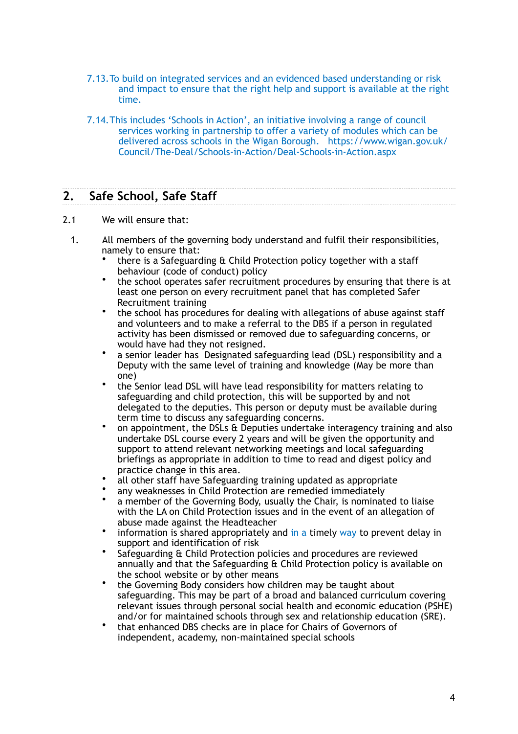7.13. To build on integrated services and an evidenced based understanding or risk and impact to ensure that the right help and support is available at the right time.

7.14. This includes 'Schools in Action', an initiative involving a range of council services working in partnership to offer a variety of modules which can be delivered across schools in the Wigan Borough. https://www.wigan.gov.uk/Council/The-Deal/Schools-in-Action/Deal-Schools-in-Action.aspx

## 2. Safe School, Safe Staff

2.1 We will ensure that:

1. All members of the governing body understand and fulfil their responsibilities, namely to ensure that:
   - there is a Safeguarding & Child Protection policy together with a staff behaviour (code of conduct) policy
   - the school operates safer recruitment procedures by ensuring that there is at least one person on every recruitment panel that has completed Safer Recruitment training
   - the school has procedures for dealing with allegations of abuse against staff and volunteers and to make a referral to the DBS if a person in regulated activity has been dismissed or removed due to safeguarding concerns, or would have had they not resigned.
   - a senior leader has Designated safeguarding lead (DSL) responsibility and a Deputy with the same level of training and knowledge (May be more than one)
   - the Senior lead DSL will have lead responsibility for matters relating to safeguarding and child protection, this will be supported by and not delegated to the deputies. This person or deputy must be available during term time to discuss any safeguarding concerns.
   - on appointment, the DSLs & Deputies undertake interagency training and also undertake DSL course every 2 years and will be given the opportunity and support to attend relevant networking meetings and local safeguarding briefings as appropriate in addition to time to read and digest policy and practice change in this area.
   - all other staff have Safeguarding training updated as appropriate
   - any weaknesses in Child Protection are remedied immediately
   - a member of the Governing Body, usually the Chair, is nominated to liaise with the LA on Child Protection issues and in the event of an allegation of abuse made against the Headteacher
   - information is shared appropriately and in a timely way to prevent delay in support and identification of risk
   - Safeguarding & Child Protection policies and procedures are reviewed annually and that the Safeguarding & Child Protection policy is available on the school website or by other means
   - the Governing Body considers how children may be taught about safeguarding. This may be part of a broad and balanced curriculum covering relevant issues through personal social health and economic education (PSHE) and/or for maintained schools through sex and relationship education (SRE).
   - that enhanced DBS checks are in place for Chairs of Governors of independent, academy, non-maintained special schools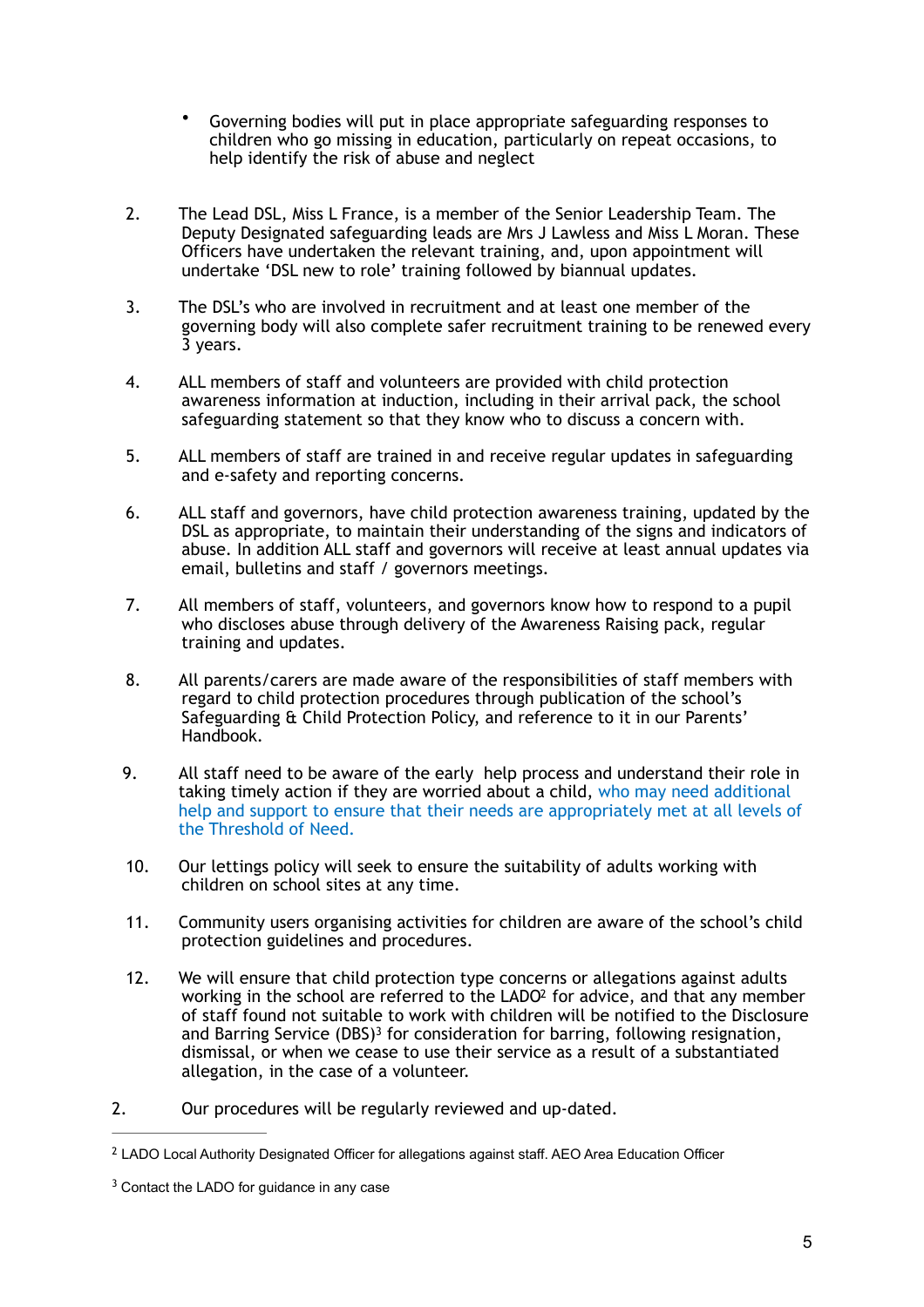- Governing bodies will put in place appropriate safeguarding responses to children who go missing in education, particularly on repeat occasions, to help identify the risk of abuse and neglect

2. The Lead DSL, Miss L France, is a member of the Senior Leadership Team. The Deputy Designated safeguarding leads are Mrs J Lawless and Miss L Moran. These Officers have undertaken the relevant training, and, upon appointment will undertake 'DSL new to role' training followed by biannual updates.

3. The DSL's who are involved in recruitment and at least one member of the governing body will also complete safer recruitment training to be renewed every 3 years.

4. ALL members of staff and volunteers are provided with child protection awareness information at induction, including in their arrival pack, the school safeguarding statement so that they know who to discuss a concern with.

5. ALL members of staff are trained in and receive regular updates in safeguarding and e-safety and reporting concerns.

6. ALL staff and governors, have child protection awareness training, updated by the DSL as appropriate, to maintain their understanding of the signs and indicators of abuse. In addition ALL staff and governors will receive at least annual updates via email, bulletins and staff / governors meetings.

7. All members of staff, volunteers, and governors know how to respond to a pupil who discloses abuse through delivery of the Awareness Raising pack, regular training and updates.

8. All parents/carers are made aware of the responsibilities of staff members with regard to child protection procedures through publication of the school's Safeguarding & Child Protection Policy, and reference to it in our Parents' Handbook.

9. All staff need to be aware of the early help process and understand their role in taking timely action if they are worried about a child, who may need additional help and support to ensure that their needs are appropriately met at all levels of the Threshold of Need.

10. Our lettings policy will seek to ensure the suitability of adults working with children on school sites at any time.

11. Community users organising activities for children are aware of the school's child protection guidelines and procedures.

12. We will ensure that child protection type concerns or allegations against adults working in the school are referred to the LADO[2] for advice, and that any member of staff found not suitable to work with children will be notified to the Disclosure and Barring Service (DBS)[3] for consideration for barring, following resignation, dismissal, or when we cease to use their service as a result of a substantiated allegation, in the case of a volunteer.

2. Our procedures will be regularly reviewed and up-dated.

---

[2] LADO Local Authority Designated Officer for allegations against staff. AEO Area Education Officer

[3] Contact the LADO for guidance in any case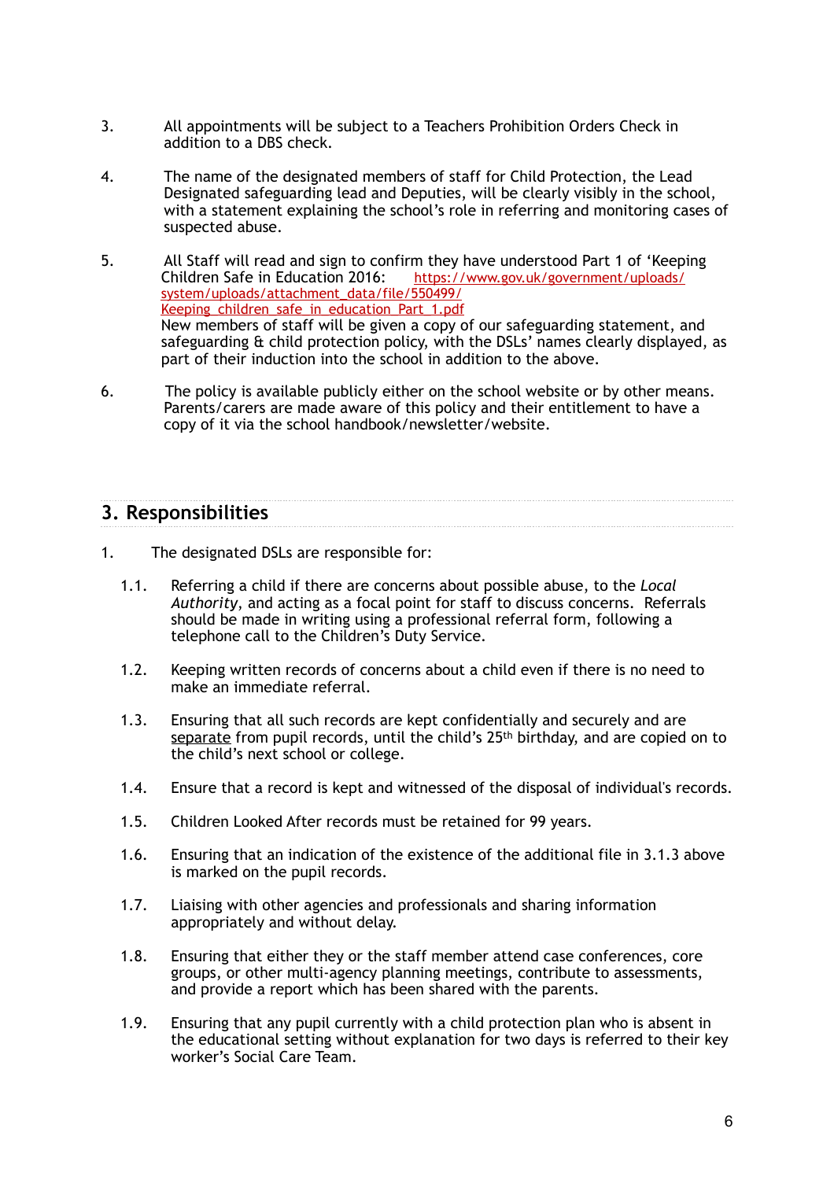3. All appointments will be subject to a Teachers Prohibition Orders Check in addition to a DBS check.

4. The name of the designated members of staff for Child Protection, the Lead Designated safeguarding lead and Deputies, will be clearly visibly in the school, with a statement explaining the school's role in referring and monitoring cases of suspected abuse.

5. All Staff will read and sign to confirm they have understood Part 1 of 'Keeping Children Safe in Education 2016: [https://www.gov.uk/government/uploads/system/uploads/attachment_data/file/550499/Keeping_children_safe_in_education_Part_1.pdf](https://www.gov.uk/government/uploads/system/uploads/attachment_data/file/550499/Keeping_children_safe_in_education_Part_1.pdf)
New members of staff will be given a copy of our safeguarding statement, and safeguarding & child protection policy, with the DSLs' names clearly displayed, as part of their induction into the school in addition to the above.

6. The policy is available publicly either on the school website or by other means. Parents/carers are made aware of this policy and their entitlement to have a copy of it via the school handbook/newsletter/website.

## 3. Responsibilities

1. The designated DSLs are responsible for:

   1.1. Referring a child if there are concerns about possible abuse, to the *Local Authority*, and acting as a focal point for staff to discuss concerns. Referrals should be made in writing using a professional referral form, following a telephone call to the Children's Duty Service.

   1.2. Keeping written records of concerns about a child even if there is no need to make an immediate referral.

   1.3. Ensuring that all such records are kept confidentially and securely and are separate from pupil records, until the child's 25th birthday, and are copied on to the child's next school or college.

   1.4. Ensure that a record is kept and witnessed of the disposal of individual's records.

   1.5. Children Looked After records must be retained for 99 years.

   1.6. Ensuring that an indication of the existence of the additional file in 3.1.3 above is marked on the pupil records.

   1.7. Liaising with other agencies and professionals and sharing information appropriately and without delay.

   1.8. Ensuring that either they or the staff member attend case conferences, core groups, or other multi-agency planning meetings, contribute to assessments, and provide a report which has been shared with the parents.

   1.9. Ensuring that any pupil currently with a child protection plan who is absent in the educational setting without explanation for two days is referred to their key worker's Social Care Team.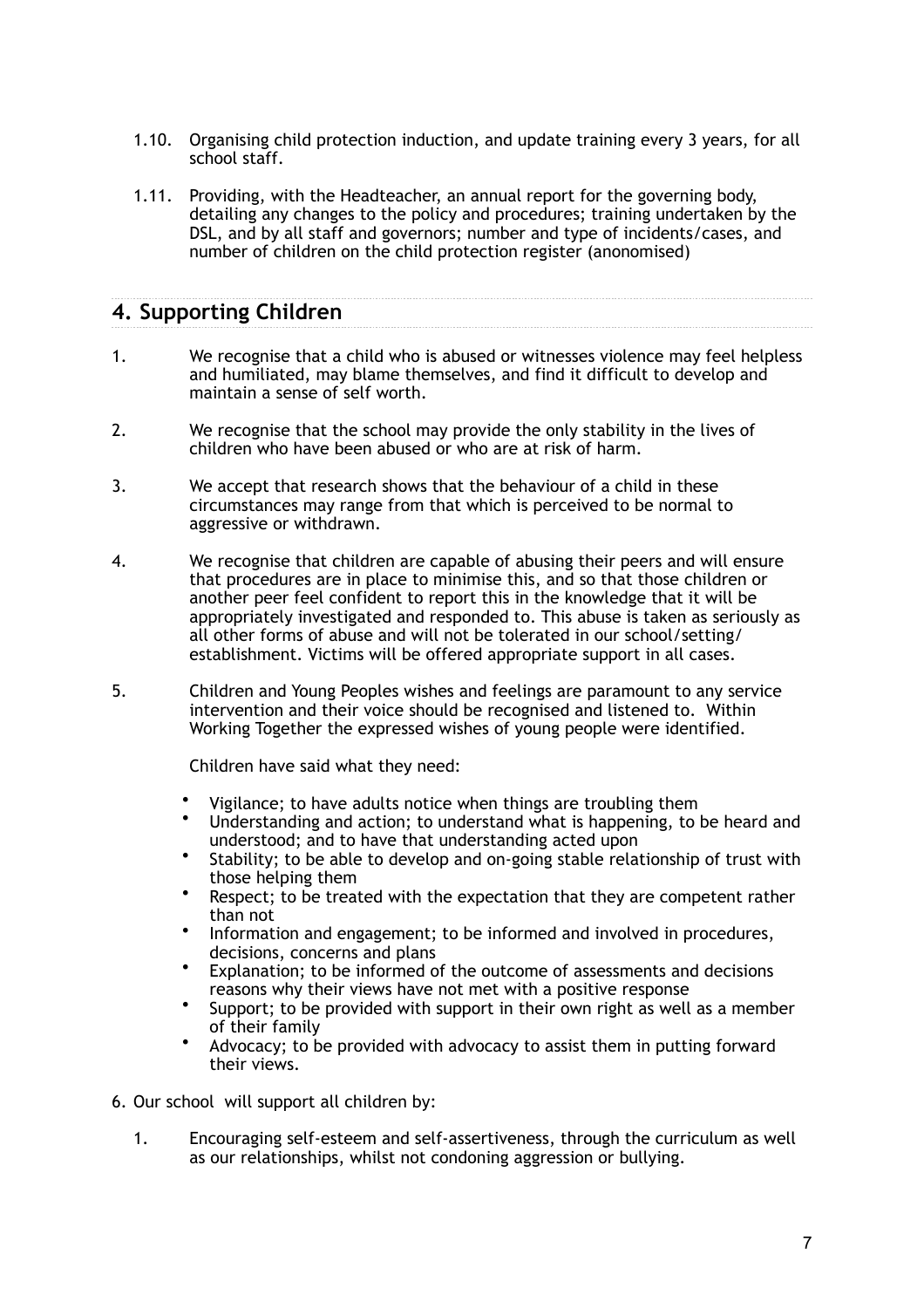1.10. Organising child protection induction, and update training every 3 years, for all school staff.

1.11. Providing, with the Headteacher, an annual report for the governing body, detailing any changes to the policy and procedures; training undertaken by the DSL, and by all staff and governors; number and type of incidents/cases, and number of children on the child protection register (anonomised)

## 4. Supporting Children

1. We recognise that a child who is abused or witnesses violence may feel helpless and humiliated, may blame themselves, and find it difficult to develop and maintain a sense of self worth.

2. We recognise that the school may provide the only stability in the lives of children who have been abused or who are at risk of harm.

3. We accept that research shows that the behaviour of a child in these circumstances may range from that which is perceived to be normal to aggressive or withdrawn.

4. We recognise that children are capable of abusing their peers and will ensure that procedures are in place to minimise this, and so that those children or another peer feel confident to report this in the knowledge that it will be appropriately investigated and responded to. This abuse is taken as seriously as all other forms of abuse and will not be tolerated in our school/setting/ establishment. Victims will be offered appropriate support in all cases.

5. Children and Young Peoples wishes and feelings are paramount to any service intervention and their voice should be recognised and listened to. Within Working Together the expressed wishes of young people were identified.

   Children have said what they need:

   - Vigilance; to have adults notice when things are troubling them
   - Understanding and action; to understand what is happening, to be heard and understood; and to have that understanding acted upon
   - Stability; to be able to develop and on-going stable relationship of trust with those helping them
   - Respect; to be treated with the expectation that they are competent rather than not
   - Information and engagement; to be informed and involved in procedures, decisions, concerns and plans
   - Explanation; to be informed of the outcome of assessments and decisions reasons why their views have not met with a positive response
   - Support; to be provided with support in their own right as well as a member of their family
   - Advocacy; to be provided with advocacy to assist them in putting forward their views.

6. Our school will support all children by:

   1. Encouraging self-esteem and self-assertiveness, through the curriculum as well as our relationships, whilst not condoning aggression or bullying.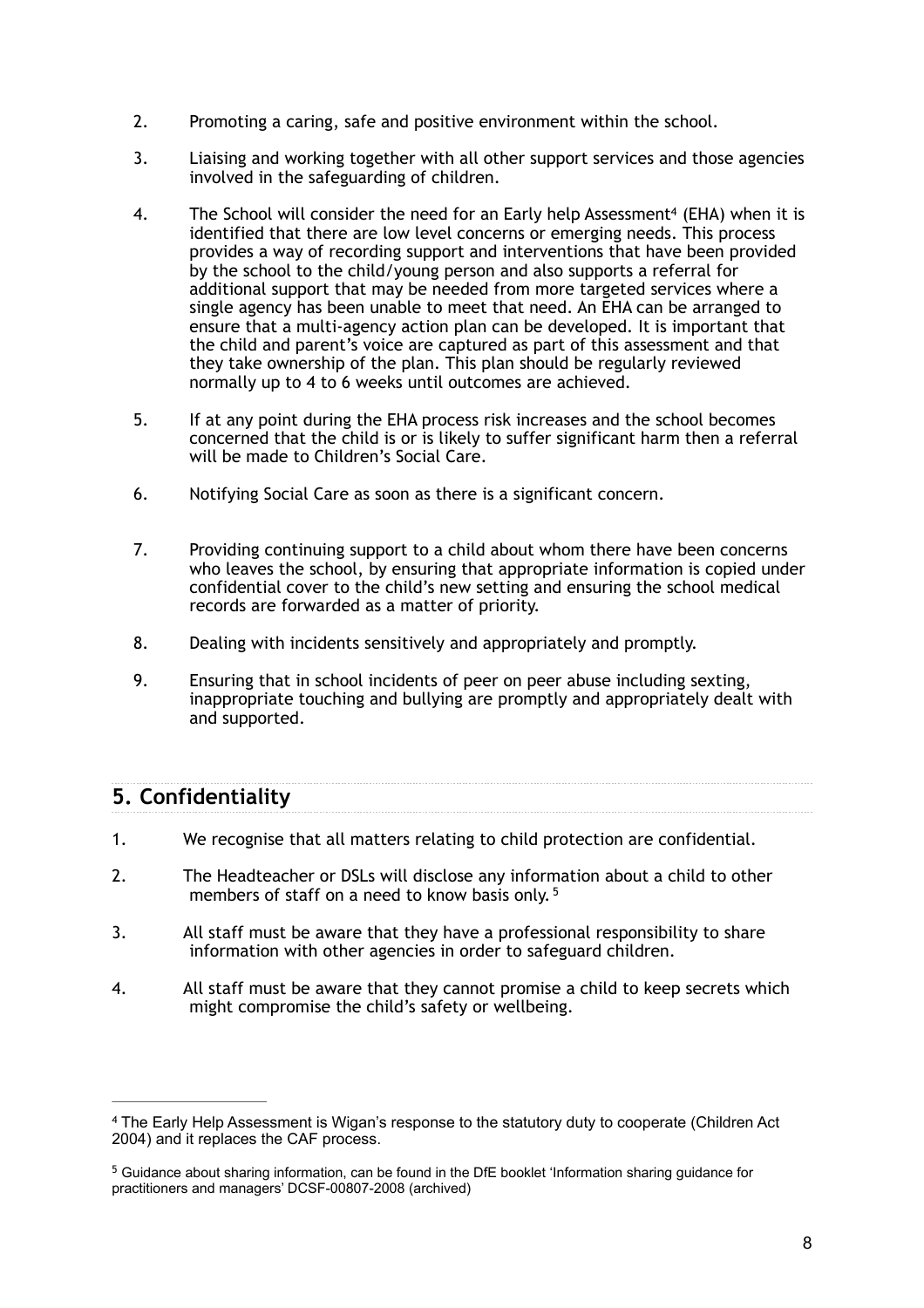2. Promoting a caring, safe and positive environment within the school.

3. Liaising and working together with all other support services and those agencies involved in the safeguarding of children.

4. The School will consider the need for an Early help Assessment[4] (EHA) when it is identified that there are low level concerns or emerging needs. This process provides a way of recording support and interventions that have been provided by the school to the child/young person and also supports a referral for additional support that may be needed from more targeted services where a single agency has been unable to meet that need. An EHA can be arranged to ensure that a multi-agency action plan can be developed. It is important that the child and parent's voice are captured as part of this assessment and that they take ownership of the plan. This plan should be regularly reviewed normally up to 4 to 6 weeks until outcomes are achieved.

5. If at any point during the EHA process risk increases and the school becomes concerned that the child is or is likely to suffer significant harm then a referral will be made to Children's Social Care.

6. Notifying Social Care as soon as there is a significant concern.

7. Providing continuing support to a child about whom there have been concerns who leaves the school, by ensuring that appropriate information is copied under confidential cover to the child's new setting and ensuring the school medical records are forwarded as a matter of priority.

8. Dealing with incidents sensitively and appropriately and promptly.

9. Ensuring that in school incidents of peer on peer abuse including sexting, inappropriate touching and bullying are promptly and appropriately dealt with and supported.

## 5. Confidentiality

1. We recognise that all matters relating to child protection are confidential.

2. The Headteacher or DSLs will disclose any information about a child to other members of staff on a need to know basis only. [5]

3. All staff must be aware that they have a professional responsibility to share information with other agencies in order to safeguard children.

4. All staff must be aware that they cannot promise a child to keep secrets which might compromise the child's safety or wellbeing.

---

[4] The Early Help Assessment is Wigan's response to the statutory duty to cooperate (Children Act 2004) and it replaces the CAF process.

[5] Guidance about sharing information, can be found in the DfE booklet 'Information sharing guidance for practitioners and managers' DCSF-00807-2008 (archived)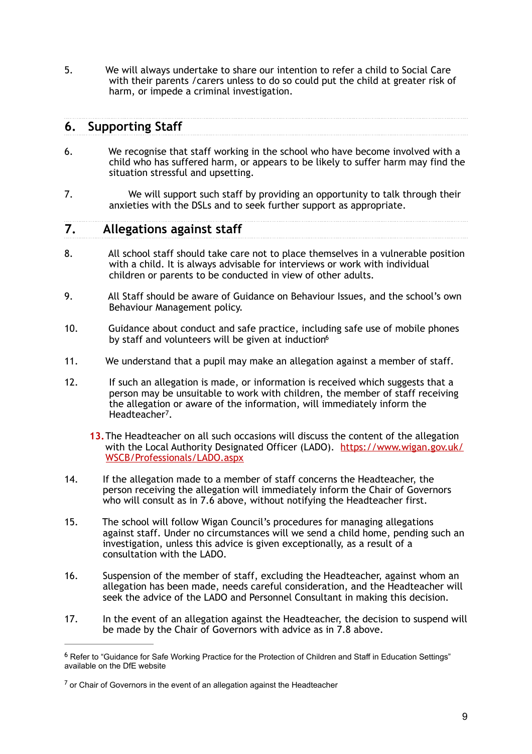5. We will always undertake to share our intention to refer a child to Social Care with their parents /carers unless to do so could put the child at greater risk of harm, or impede a criminal investigation.

## 6. Supporting Staff

6. We recognise that staff working in the school who have become involved with a child who has suffered harm, or appears to be likely to suffer harm may find the situation stressful and upsetting.

7. We will support such staff by providing an opportunity to talk through their anxieties with the DSLs and to seek further support as appropriate.

## 7. Allegations against staff

8. All school staff should take care not to place themselves in a vulnerable position with a child. It is always advisable for interviews or work with individual children or parents to be conducted in view of other adults.

9. All Staff should be aware of Guidance on Behaviour Issues, and the school's own Behaviour Management policy.

10. Guidance about conduct and safe practice, including safe use of mobile phones by staff and volunteers will be given at induction[6]

11. We understand that a pupil may make an allegation against a member of staff.

12. If such an allegation is made, or information is received which suggests that a person may be unsuitable to work with children, the member of staff receiving the allegation or aware of the information, will immediately inform the Headteacher[7].

13. The Headteacher on all such occasions will discuss the content of the allegation with the Local Authority Designated Officer (LADO). https://www.wigan.gov.uk/WSCB/Professionals/LADO.aspx

14. If the allegation made to a member of staff concerns the Headteacher, the person receiving the allegation will immediately inform the Chair of Governors who will consult as in 7.6 above, without notifying the Headteacher first.

15. The school will follow Wigan Council's procedures for managing allegations against staff. Under no circumstances will we send a child home, pending such an investigation, unless this advice is given exceptionally, as a result of a consultation with the LADO.

16. Suspension of the member of staff, excluding the Headteacher, against whom an allegation has been made, needs careful consideration, and the Headteacher will seek the advice of the LADO and Personnel Consultant in making this decision.

17. In the event of an allegation against the Headteacher, the decision to suspend will be made by the Chair of Governors with advice as in 7.8 above.

---

[6] Refer to "Guidance for Safe Working Practice for the Protection of Children and Staff in Education Settings" available on the DfE website

[7] or Chair of Governors in the event of an allegation against the Headteacher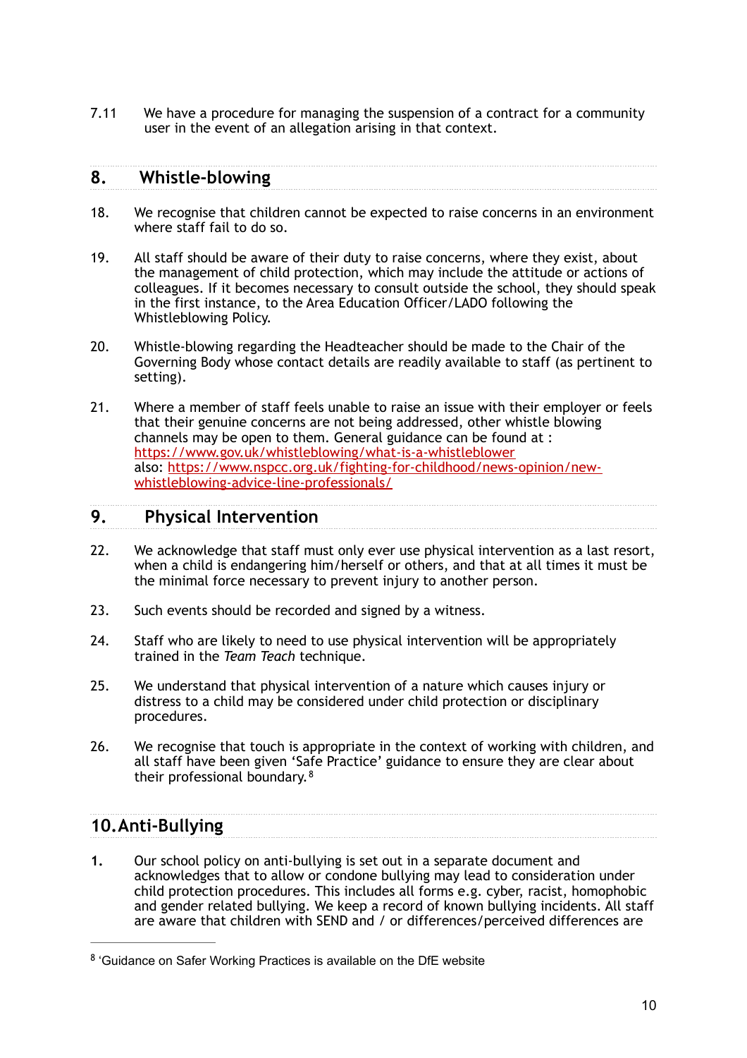7.11 We have a procedure for managing the suspension of a contract for a community user in the event of an allegation arising in that context.

## 8. Whistle-blowing

18. We recognise that children cannot be expected to raise concerns in an environment where staff fail to do so.

19. All staff should be aware of their duty to raise concerns, where they exist, about the management of child protection, which may include the attitude or actions of colleagues. If it becomes necessary to consult outside the school, they should speak in the first instance, to the Area Education Officer/LADO following the Whistleblowing Policy.

20. Whistle-blowing regarding the Headteacher should be made to the Chair of the Governing Body whose contact details are readily available to staff (as pertinent to setting).

21. Where a member of staff feels unable to raise an issue with their employer or feels that their genuine concerns are not being addressed, other whistle blowing channels may be open to them. General guidance can be found at : https://www.gov.uk/whistleblowing/what-is-a-whistleblower also: https://www.nspcc.org.uk/fighting-for-childhood/news-opinion/new-whistleblowing-advice-line-professionals/

## 9. Physical Intervention

22. We acknowledge that staff must only ever use physical intervention as a last resort, when a child is endangering him/herself or others, and that at all times it must be the minimal force necessary to prevent injury to another person.

23. Such events should be recorded and signed by a witness.

24. Staff who are likely to need to use physical intervention will be appropriately trained in the *Team Teach* technique.

25. We understand that physical intervention of a nature which causes injury or distress to a child may be considered under child protection or disciplinary procedures.

26. We recognise that touch is appropriate in the context of working with children, and all staff have been given 'Safe Practice' guidance to ensure they are clear about their professional boundary.[8]

## 10. Anti-Bullying

**1.** Our school policy on anti-bullying is set out in a separate document and acknowledges that to allow or condone bullying may lead to consideration under child protection procedures. This includes all forms e.g. cyber, racist, homophobic and gender related bullying. We keep a record of known bullying incidents. All staff are aware that children with SEND and / or differences/perceived differences are

---

[8] 'Guidance on Safer Working Practices is available on the DfE website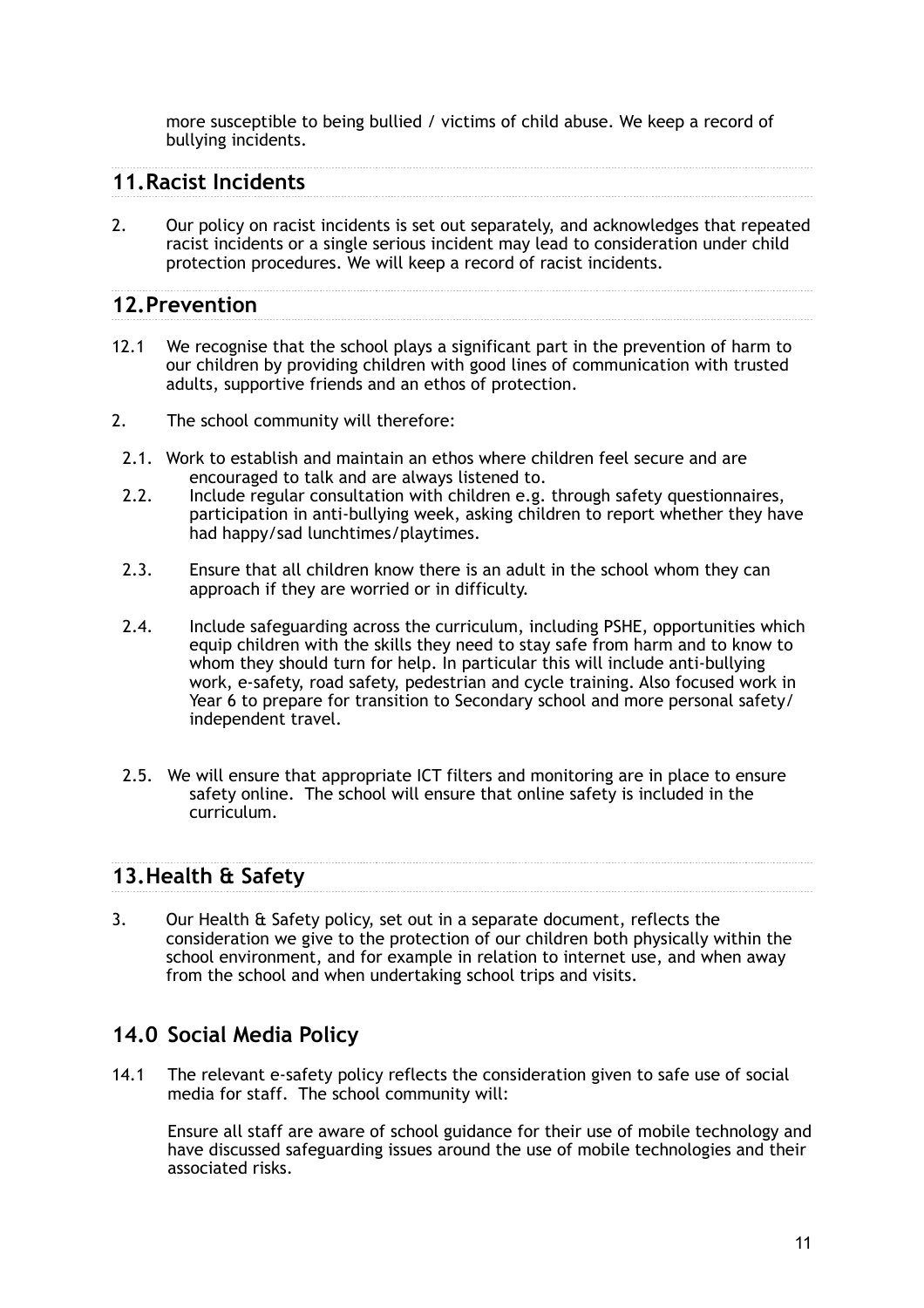more susceptible to being bullied / victims of child abuse. We keep a record of bullying incidents.

## 11. Racist Incidents

2. Our policy on racist incidents is set out separately, and acknowledges that repeated racist incidents or a single serious incident may lead to consideration under child protection procedures. We will keep a record of racist incidents.

## 12. Prevention

12.1 We recognise that the school plays a significant part in the prevention of harm to our children by providing children with good lines of communication with trusted adults, supportive friends and an ethos of protection.

2. The school community will therefore:

   2.1. Work to establish and maintain an ethos where children feel secure and are encouraged to talk and are always listened to.

   2.2. Include regular consultation with children e.g. through safety questionnaires, participation in anti-bullying week, asking children to report whether they have had happy/sad lunchtimes/playtimes.

   2.3. Ensure that all children know there is an adult in the school whom they can approach if they are worried or in difficulty.

   2.4. Include safeguarding across the curriculum, including PSHE, opportunities which equip children with the skills they need to stay safe from harm and to know to whom they should turn for help. In particular this will include anti-bullying work, e-safety, road safety, pedestrian and cycle training. Also focused work in Year 6 to prepare for transition to Secondary school and more personal safety/ independent travel.

   2.5. We will ensure that appropriate ICT filters and monitoring are in place to ensure safety online. The school will ensure that online safety is included in the curriculum.

## 13. Health & Safety

3. Our Health & Safety policy, set out in a separate document, reflects the consideration we give to the protection of our children both physically within the school environment, and for example in relation to internet use, and when away from the school and when undertaking school trips and visits.

## 14.0 Social Media Policy

14.1 The relevant e-safety policy reflects the consideration given to safe use of social media for staff. The school community will:

Ensure all staff are aware of school guidance for their use of mobile technology and have discussed safeguarding issues around the use of mobile technologies and their associated risks.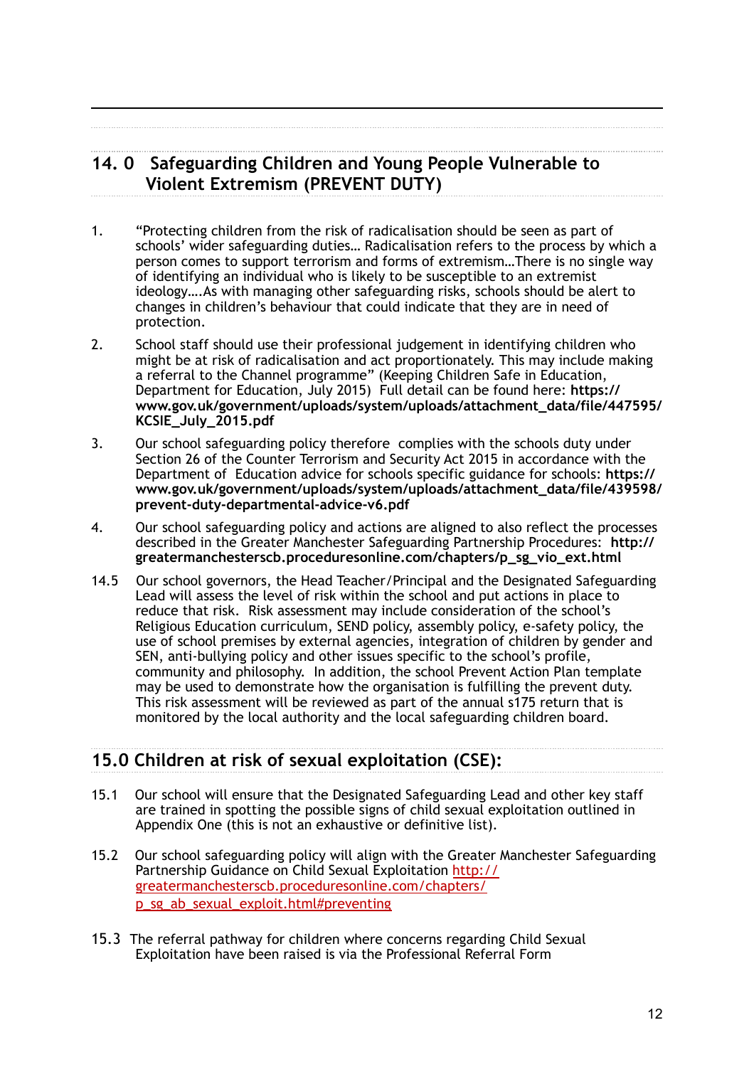## 14. 0 Safeguarding Children and Young People Vulnerable to Violent Extremism (PREVENT DUTY)

1. "Protecting children from the risk of radicalisation should be seen as part of schools' wider safeguarding duties… Radicalisation refers to the process by which a person comes to support terrorism and forms of extremism…There is no single way of identifying an individual who is likely to be susceptible to an extremist ideology….As with managing other safeguarding risks, schools should be alert to changes in children's behaviour that could indicate that they are in need of protection.

2. School staff should use their professional judgement in identifying children who might be at risk of radicalisation and act proportionately. This may include making a referral to the Channel programme" (Keeping Children Safe in Education, Department for Education, July 2015) Full detail can be found here: **https://www.gov.uk/government/uploads/system/uploads/attachment_data/file/447595/KCSIE_July_2015.pdf**

3. Our school safeguarding policy therefore complies with the schools duty under Section 26 of the Counter Terrorism and Security Act 2015 in accordance with the Department of Education advice for schools specific guidance for schools: **https://www.gov.uk/government/uploads/system/uploads/attachment_data/file/439598/prevent-duty-departmental-advice-v6.pdf**

4. Our school safeguarding policy and actions are aligned to also reflect the processes described in the Greater Manchester Safeguarding Partnership Procedures: **http://greatermanchesterscb.proceduresonline.com/chapters/p_sg_vio_ext.html**

14.5 Our school governors, the Head Teacher/Principal and the Designated Safeguarding Lead will assess the level of risk within the school and put actions in place to reduce that risk. Risk assessment may include consideration of the school's Religious Education curriculum, SEND policy, assembly policy, e-safety policy, the use of school premises by external agencies, integration of children by gender and SEN, anti-bullying policy and other issues specific to the school's profile, community and philosophy. In addition, the school Prevent Action Plan template may be used to demonstrate how the organisation is fulfilling the prevent duty. This risk assessment will be reviewed as part of the annual s175 return that is monitored by the local authority and the local safeguarding children board.

## 15.0 Children at risk of sexual exploitation (CSE):

15.1 Our school will ensure that the Designated Safeguarding Lead and other key staff are trained in spotting the possible signs of child sexual exploitation outlined in Appendix One (this is not an exhaustive or definitive list).

15.2 Our school safeguarding policy will align with the Greater Manchester Safeguarding Partnership Guidance on Child Sexual Exploitation [http://greatermanchesterscb.proceduresonline.com/chapters/p_sg_ab_sexual_exploit.html#preventing](http://greatermanchesterscb.proceduresonline.com/chapters/p_sg_ab_sexual_exploit.html#preventing)

15.3 The referral pathway for children where concerns regarding Child Sexual Exploitation have been raised is via the Professional Referral Form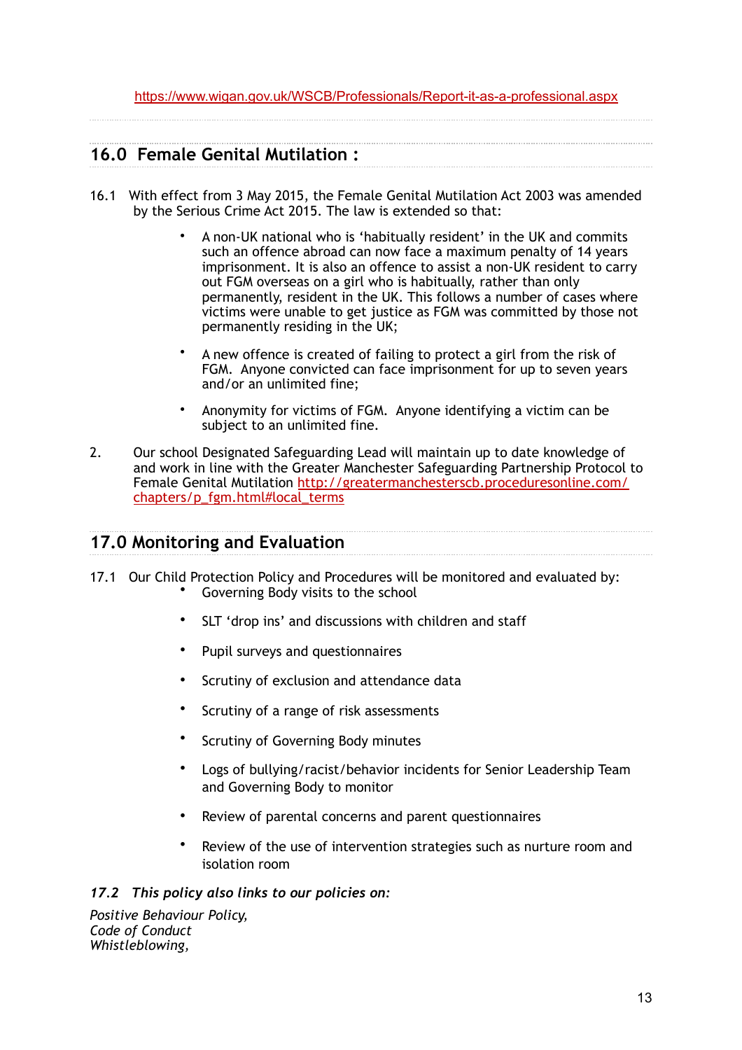https://www.wigan.gov.uk/WSCB/Professionals/Report-it-as-a-professional.aspx

## 16.0 Female Genital Mutilation :

16.1 With effect from 3 May 2015, the Female Genital Mutilation Act 2003 was amended by the Serious Crime Act 2015. The law is extended so that:

- A non-UK national who is 'habitually resident' in the UK and commits such an offence abroad can now face a maximum penalty of 14 years imprisonment. It is also an offence to assist a non-UK resident to carry out FGM overseas on a girl who is habitually, rather than only permanently, resident in the UK. This follows a number of cases where victims were unable to get justice as FGM was committed by those not permanently residing in the UK;
- A new offence is created of failing to protect a girl from the risk of FGM. Anyone convicted can face imprisonment for up to seven years and/or an unlimited fine;
- Anonymity for victims of FGM. Anyone identifying a victim can be subject to an unlimited fine.

2. Our school Designated Safeguarding Lead will maintain up to date knowledge of and work in line with the Greater Manchester Safeguarding Partnership Protocol to Female Genital Mutilation http://greatermanchesterscb.proceduresonline.com/chapters/p_fgm.html#local_terms

## 17.0 Monitoring and Evaluation

17.1 Our Child Protection Policy and Procedures will be monitored and evaluated by:

- Governing Body visits to the school
- SLT 'drop ins' and discussions with children and staff
- Pupil surveys and questionnaires
- Scrutiny of exclusion and attendance data
- Scrutiny of a range of risk assessments
- Scrutiny of Governing Body minutes
- Logs of bullying/racist/behavior incidents for Senior Leadership Team and Governing Body to monitor
- Review of parental concerns and parent questionnaires
- Review of the use of intervention strategies such as nurture room and isolation room

***17.2 This policy also links to our policies on:***

*Positive Behaviour Policy,*
*Code of Conduct*
*Whistleblowing,*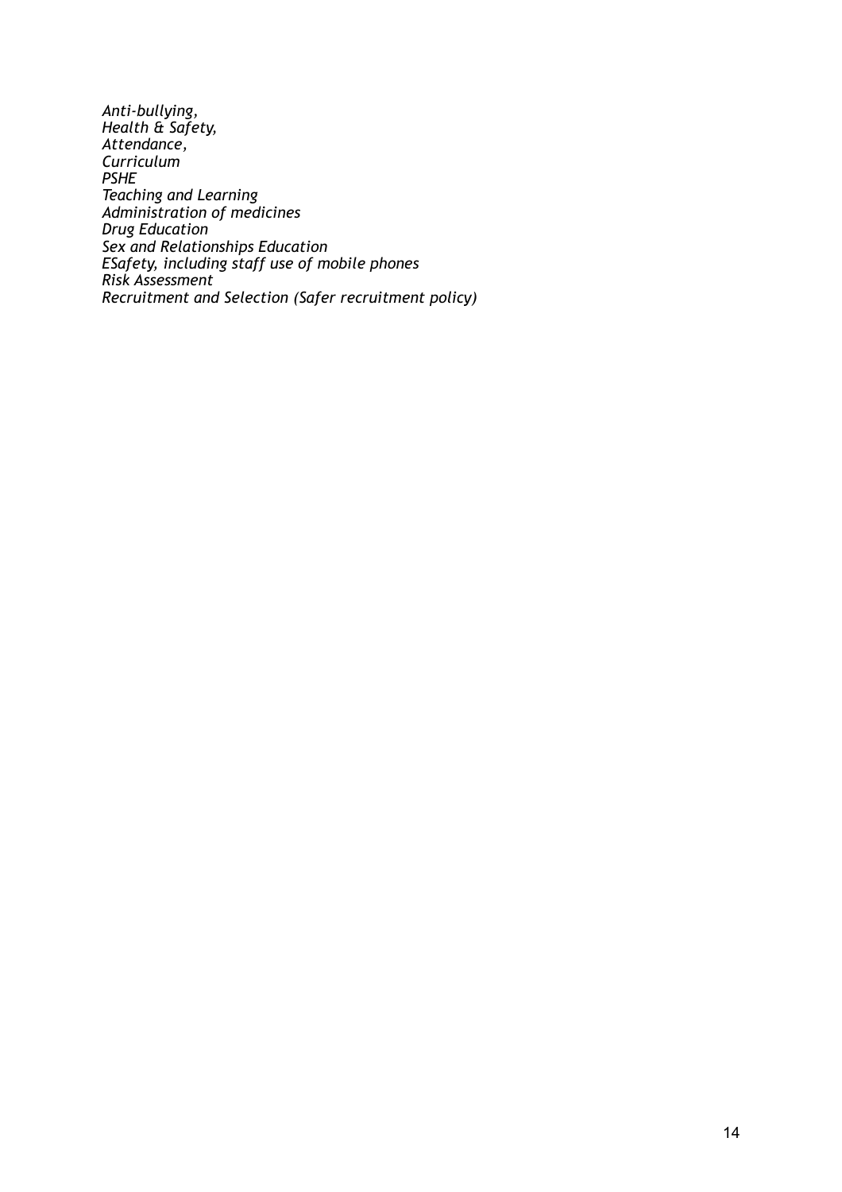*Anti-bullying,*
*Health & Safety,*
*Attendance,*
*Curriculum*
*PSHE*
*Teaching and Learning*
*Administration of medicines*
*Drug Education*
*Sex and Relationships Education*
*ESafety, including staff use of mobile phones*
*Risk Assessment*
*Recruitment and Selection (Safer recruitment policy)*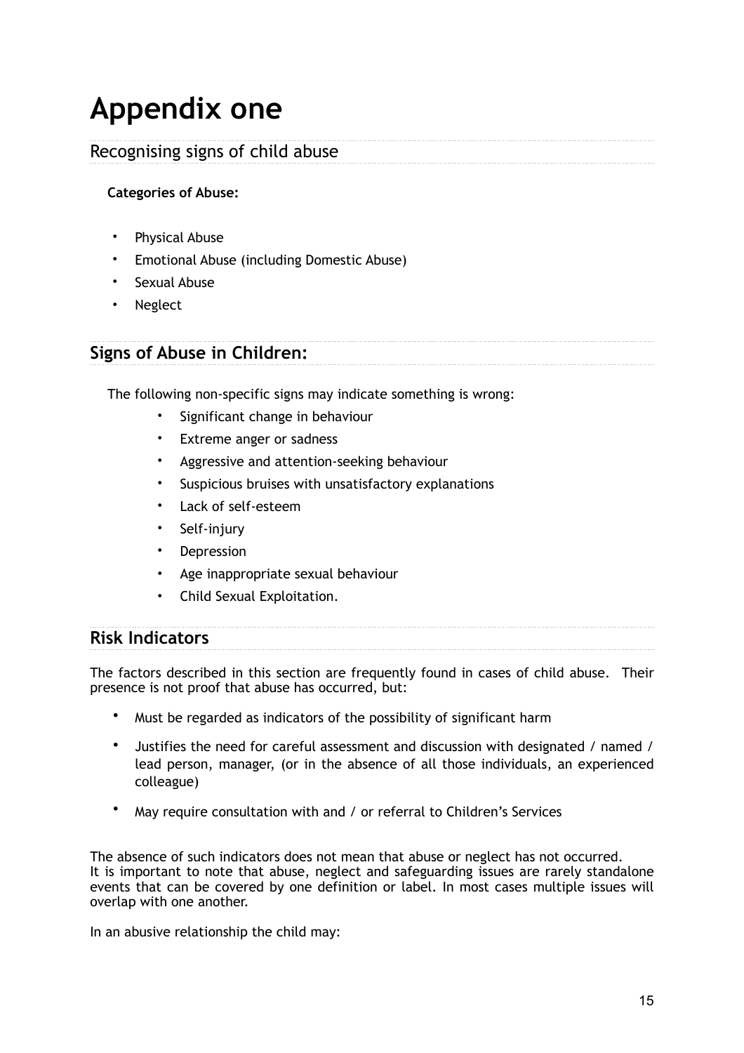# Appendix one

## Recognising signs of child abuse

**Categories of Abuse:**

- Physical Abuse
- Emotional Abuse (including Domestic Abuse)
- Sexual Abuse
- Neglect

## Signs of Abuse in Children:

The following non-specific signs may indicate something is wrong:

- Significant change in behaviour
- Extreme anger or sadness
- Aggressive and attention-seeking behaviour
- Suspicious bruises with unsatisfactory explanations
- Lack of self-esteem
- Self-injury
- Depression
- Age inappropriate sexual behaviour
- Child Sexual Exploitation.

## Risk Indicators

The factors described in this section are frequently found in cases of child abuse. Their presence is not proof that abuse has occurred, but:

- Must be regarded as indicators of the possibility of significant harm
- Justifies the need for careful assessment and discussion with designated / named / lead person, manager, (or in the absence of all those individuals, an experienced colleague)
- May require consultation with and / or referral to Children's Services

The absence of such indicators does not mean that abuse or neglect has not occurred. It is important to note that abuse, neglect and safeguarding issues are rarely standalone events that can be covered by one definition or label. In most cases multiple issues will overlap with one another.

In an abusive relationship the child may: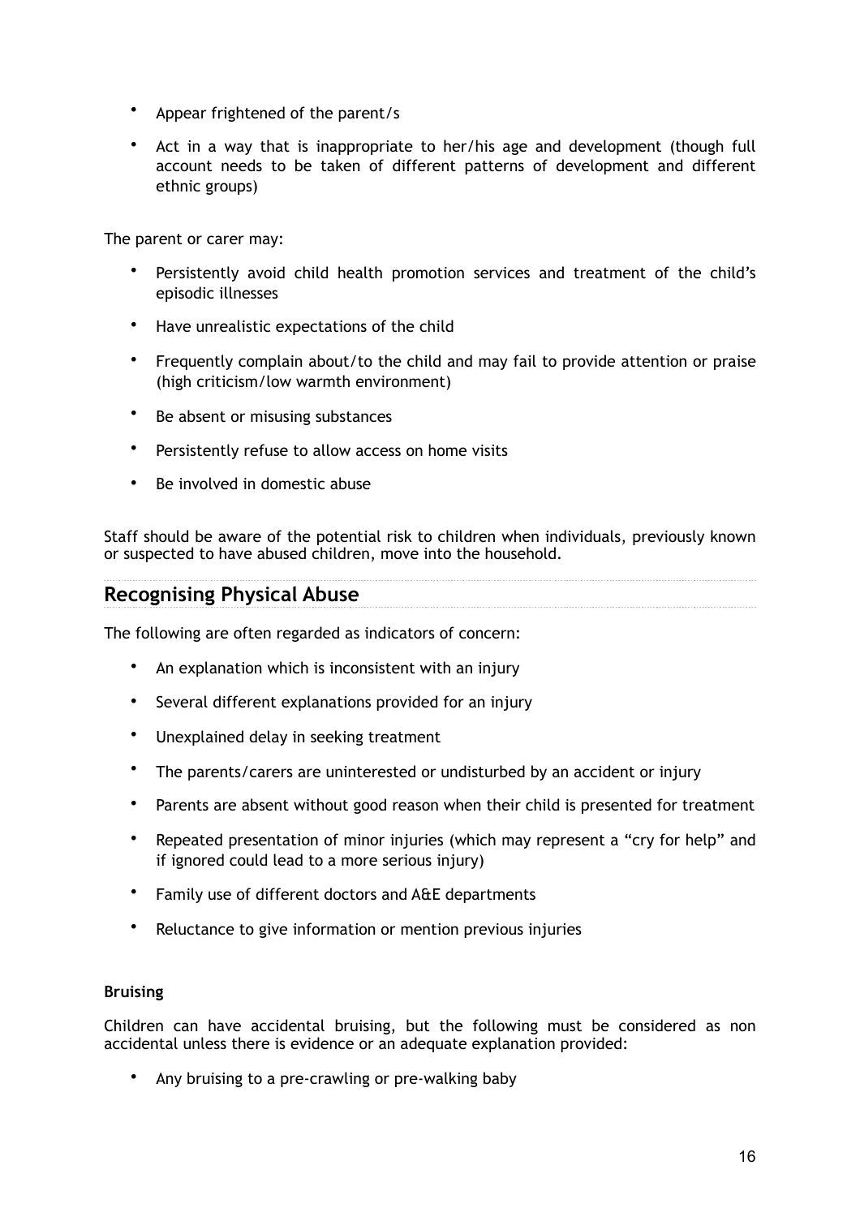- Appear frightened of the parent/s
- Act in a way that is inappropriate to her/his age and development (though full account needs to be taken of different patterns of development and different ethnic groups)

The parent or carer may:

- Persistently avoid child health promotion services and treatment of the child's episodic illnesses
- Have unrealistic expectations of the child
- Frequently complain about/to the child and may fail to provide attention or praise (high criticism/low warmth environment)
- Be absent or misusing substances
- Persistently refuse to allow access on home visits
- Be involved in domestic abuse

Staff should be aware of the potential risk to children when individuals, previously known or suspected to have abused children, move into the household.

## Recognising Physical Abuse

The following are often regarded as indicators of concern:

- An explanation which is inconsistent with an injury
- Several different explanations provided for an injury
- Unexplained delay in seeking treatment
- The parents/carers are uninterested or undisturbed by an accident or injury
- Parents are absent without good reason when their child is presented for treatment
- Repeated presentation of minor injuries (which may represent a "cry for help" and if ignored could lead to a more serious injury)
- Family use of different doctors and A&E departments
- Reluctance to give information or mention previous injuries

**Bruising**

Children can have accidental bruising, but the following must be considered as non accidental unless there is evidence or an adequate explanation provided:

- Any bruising to a pre-crawling or pre-walking baby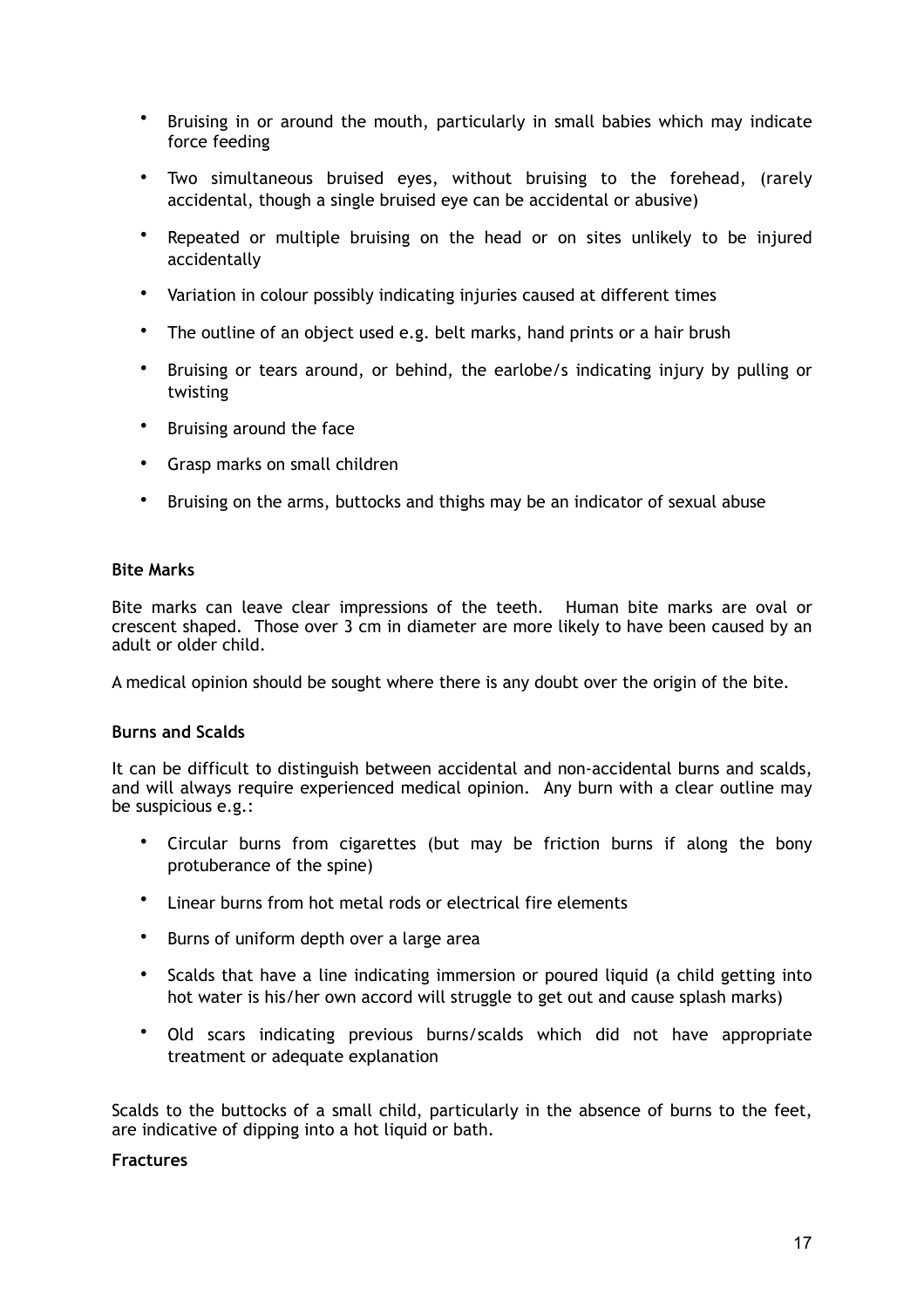- Bruising in or around the mouth, particularly in small babies which may indicate force feeding
- Two simultaneous bruised eyes, without bruising to the forehead, (rarely accidental, though a single bruised eye can be accidental or abusive)
- Repeated or multiple bruising on the head or on sites unlikely to be injured accidentally
- Variation in colour possibly indicating injuries caused at different times
- The outline of an object used e.g. belt marks, hand prints or a hair brush
- Bruising or tears around, or behind, the earlobe/s indicating injury by pulling or twisting
- Bruising around the face
- Grasp marks on small children
- Bruising on the arms, buttocks and thighs may be an indicator of sexual abuse

**Bite Marks**

Bite marks can leave clear impressions of the teeth. Human bite marks are oval or crescent shaped. Those over 3 cm in diameter are more likely to have been caused by an adult or older child.

A medical opinion should be sought where there is any doubt over the origin of the bite.

**Burns and Scalds**

It can be difficult to distinguish between accidental and non-accidental burns and scalds, and will always require experienced medical opinion. Any burn with a clear outline may be suspicious e.g.:

- Circular burns from cigarettes (but may be friction burns if along the bony protuberance of the spine)
- Linear burns from hot metal rods or electrical fire elements
- Burns of uniform depth over a large area
- Scalds that have a line indicating immersion or poured liquid (a child getting into hot water is his/her own accord will struggle to get out and cause splash marks)
- Old scars indicating previous burns/scalds which did not have appropriate treatment or adequate explanation

Scalds to the buttocks of a small child, particularly in the absence of burns to the feet, are indicative of dipping into a hot liquid or bath.

**Fractures**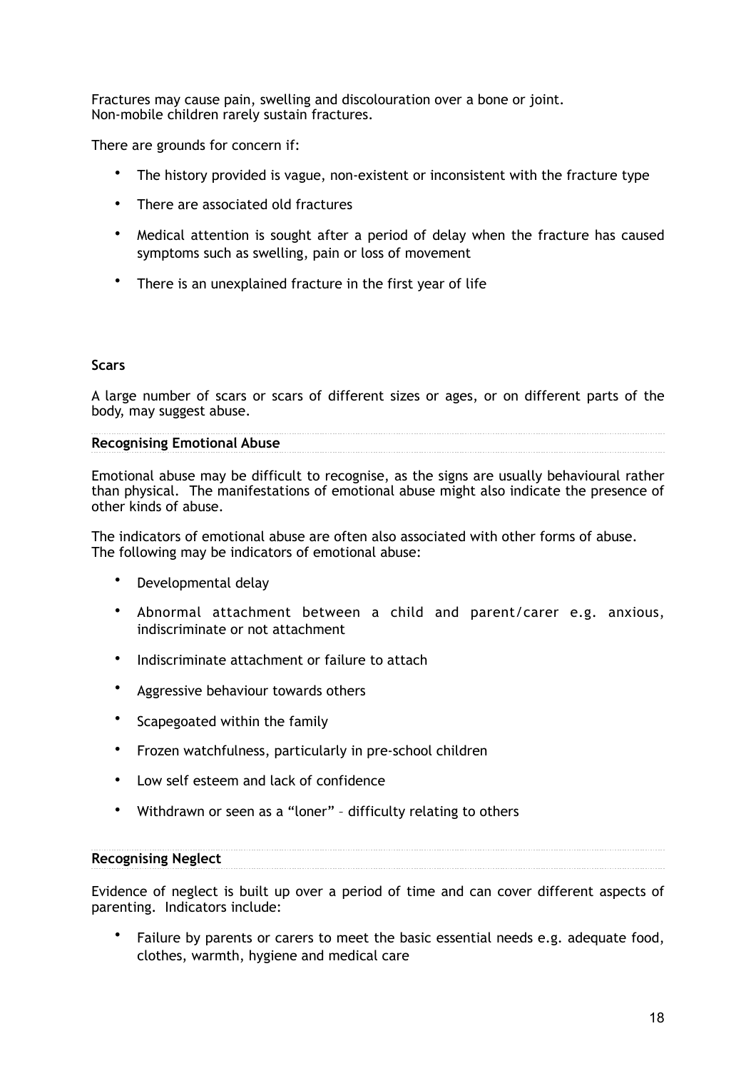Fractures may cause pain, swelling and discolouration over a bone or joint.
Non-mobile children rarely sustain fractures.

There are grounds for concern if:

- The history provided is vague, non-existent or inconsistent with the fracture type
- There are associated old fractures
- Medical attention is sought after a period of delay when the fracture has caused symptoms such as swelling, pain or loss of movement
- There is an unexplained fracture in the first year of life

**Scars**

A large number of scars or scars of different sizes or ages, or on different parts of the body, may suggest abuse.

### Recognising Emotional Abuse

Emotional abuse may be difficult to recognise, as the signs are usually behavioural rather than physical. The manifestations of emotional abuse might also indicate the presence of other kinds of abuse.

The indicators of emotional abuse are often also associated with other forms of abuse.
The following may be indicators of emotional abuse:

- Developmental delay
- Abnormal attachment between a child and parent/carer e.g. anxious, indiscriminate or not attachment
- Indiscriminate attachment or failure to attach
- Aggressive behaviour towards others
- Scapegoated within the family
- Frozen watchfulness, particularly in pre-school children
- Low self esteem and lack of confidence
- Withdrawn or seen as a "loner" – difficulty relating to others

### Recognising Neglect

Evidence of neglect is built up over a period of time and can cover different aspects of parenting. Indicators include:

- Failure by parents or carers to meet the basic essential needs e.g. adequate food, clothes, warmth, hygiene and medical care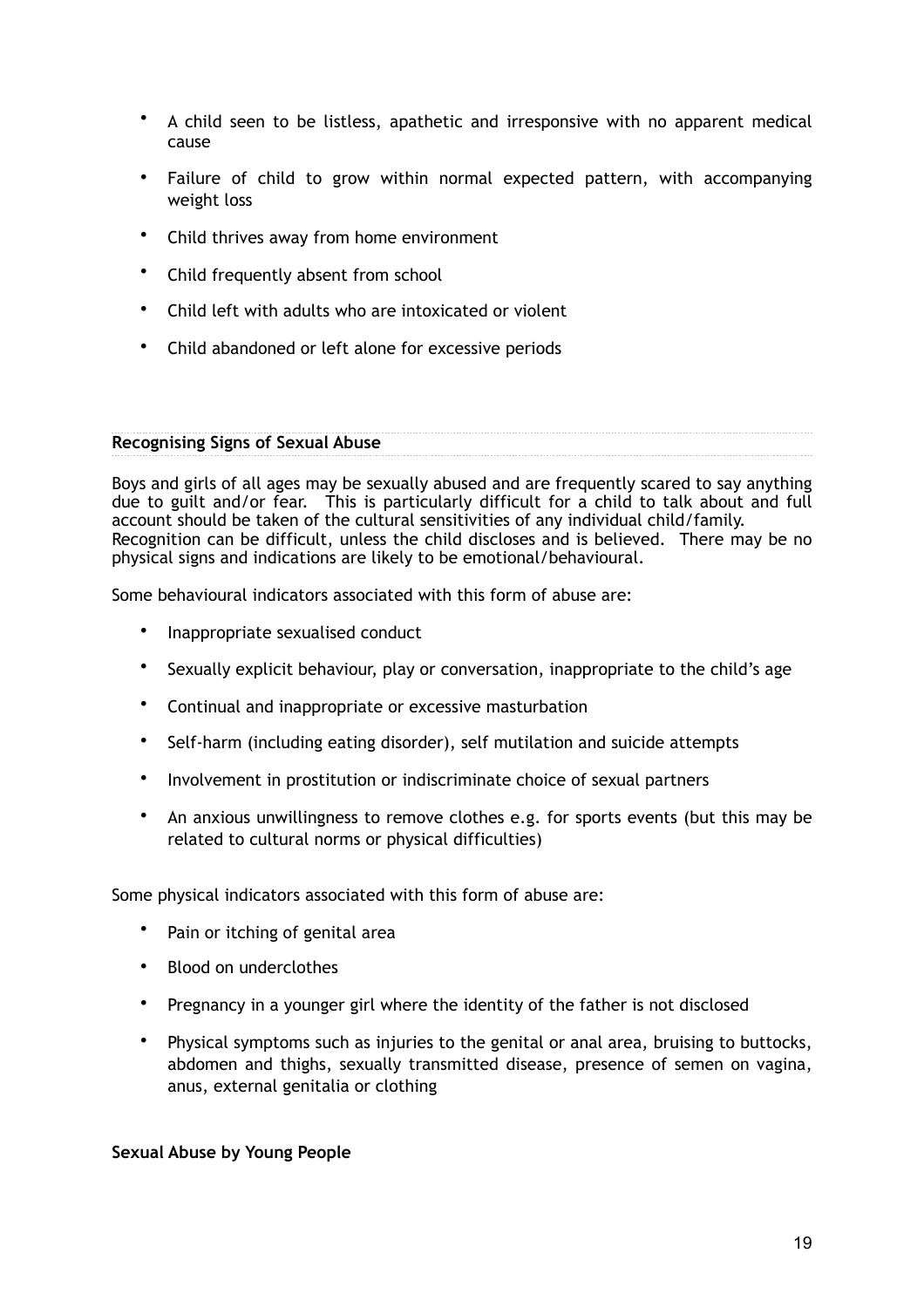- A child seen to be listless, apathetic and irresponsive with no apparent medical cause
- Failure of child to grow within normal expected pattern, with accompanying weight loss
- Child thrives away from home environment
- Child frequently absent from school
- Child left with adults who are intoxicated or violent
- Child abandoned or left alone for excessive periods

**Recognising Signs of Sexual Abuse**

Boys and girls of all ages may be sexually abused and are frequently scared to say anything due to guilt and/or fear. This is particularly difficult for a child to talk about and full account should be taken of the cultural sensitivities of any individual child/family. Recognition can be difficult, unless the child discloses and is believed. There may be no physical signs and indications are likely to be emotional/behavioural.

Some behavioural indicators associated with this form of abuse are:

- Inappropriate sexualised conduct
- Sexually explicit behaviour, play or conversation, inappropriate to the child's age
- Continual and inappropriate or excessive masturbation
- Self-harm (including eating disorder), self mutilation and suicide attempts
- Involvement in prostitution or indiscriminate choice of sexual partners
- An anxious unwillingness to remove clothes e.g. for sports events (but this may be related to cultural norms or physical difficulties)

Some physical indicators associated with this form of abuse are:

- Pain or itching of genital area
- Blood on underclothes
- Pregnancy in a younger girl where the identity of the father is not disclosed
- Physical symptoms such as injuries to the genital or anal area, bruising to buttocks, abdomen and thighs, sexually transmitted disease, presence of semen on vagina, anus, external genitalia or clothing

**Sexual Abuse by Young People**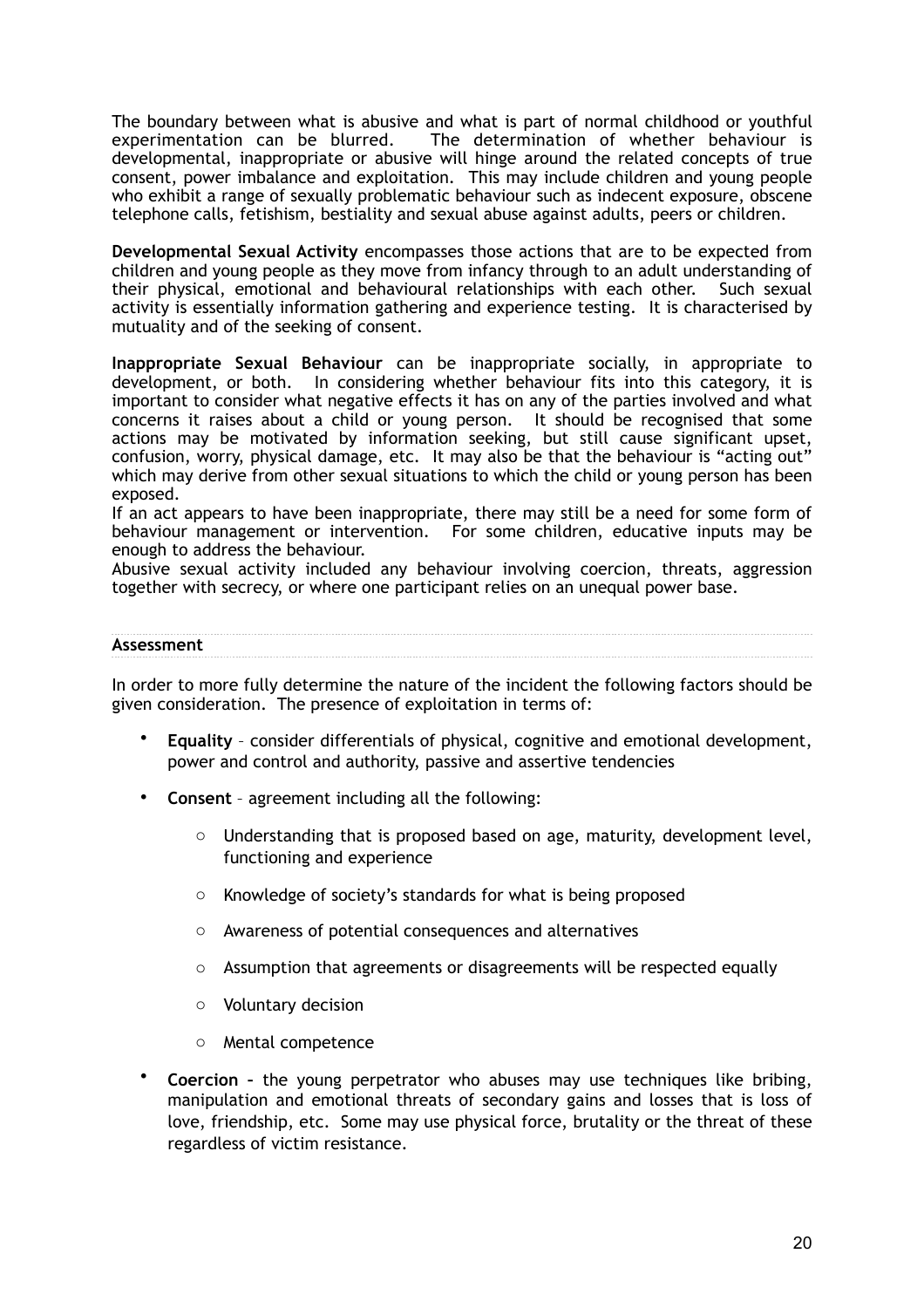The boundary between what is abusive and what is part of normal childhood or youthful experimentation can be blurred. The determination of whether behaviour is developmental, inappropriate or abusive will hinge around the related concepts of true consent, power imbalance and exploitation. This may include children and young people who exhibit a range of sexually problematic behaviour such as indecent exposure, obscene telephone calls, fetishism, bestiality and sexual abuse against adults, peers or children.

**Developmental Sexual Activity** encompasses those actions that are to be expected from children and young people as they move from infancy through to an adult understanding of their physical, emotional and behavioural relationships with each other. Such sexual activity is essentially information gathering and experience testing. It is characterised by mutuality and of the seeking of consent.

**Inappropriate Sexual Behaviour** can be inappropriate socially, in appropriate to development, or both. In considering whether behaviour fits into this category, it is important to consider what negative effects it has on any of the parties involved and what concerns it raises about a child or young person. It should be recognised that some actions may be motivated by information seeking, but still cause significant upset, confusion, worry, physical damage, etc. It may also be that the behaviour is "acting out" which may derive from other sexual situations to which the child or young person has been exposed.

If an act appears to have been inappropriate, there may still be a need for some form of behaviour management or intervention. For some children, educative inputs may be enough to address the behaviour.

Abusive sexual activity included any behaviour involving coercion, threats, aggression together with secrecy, or where one participant relies on an unequal power base.

### Assessment

In order to more fully determine the nature of the incident the following factors should be given consideration. The presence of exploitation in terms of:

- **Equality** – consider differentials of physical, cognitive and emotional development, power and control and authority, passive and assertive tendencies
- **Consent** – agreement including all the following:
  - Understanding that is proposed based on age, maturity, development level, functioning and experience
  - Knowledge of society's standards for what is being proposed
  - Awareness of potential consequences and alternatives
  - Assumption that agreements or disagreements will be respected equally
  - Voluntary decision
  - Mental competence
- **Coercion** – the young perpetrator who abuses may use techniques like bribing, manipulation and emotional threats of secondary gains and losses that is loss of love, friendship, etc. Some may use physical force, brutality or the threat of these regardless of victim resistance.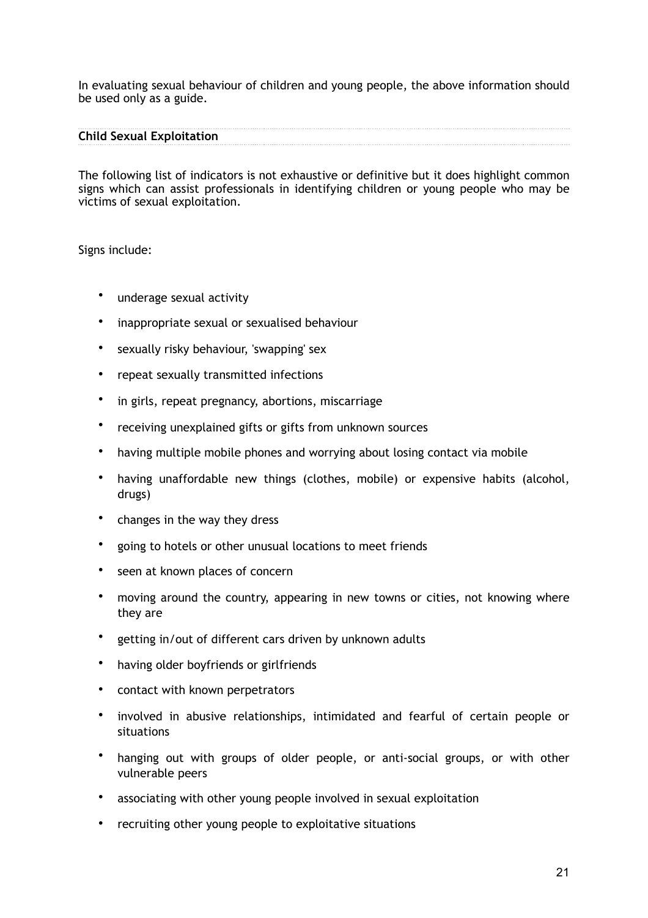In evaluating sexual behaviour of children and young people, the above information should be used only as a guide.

**Child Sexual Exploitation**

The following list of indicators is not exhaustive or definitive but it does highlight common signs which can assist professionals in identifying children or young people who may be victims of sexual exploitation.

Signs include:

- underage sexual activity
- inappropriate sexual or sexualised behaviour
- sexually risky behaviour, 'swapping' sex
- repeat sexually transmitted infections
- in girls, repeat pregnancy, abortions, miscarriage
- receiving unexplained gifts or gifts from unknown sources
- having multiple mobile phones and worrying about losing contact via mobile
- having unaffordable new things (clothes, mobile) or expensive habits (alcohol, drugs)
- changes in the way they dress
- going to hotels or other unusual locations to meet friends
- seen at known places of concern
- moving around the country, appearing in new towns or cities, not knowing where they are
- getting in/out of different cars driven by unknown adults
- having older boyfriends or girlfriends
- contact with known perpetrators
- involved in abusive relationships, intimidated and fearful of certain people or situations
- hanging out with groups of older people, or anti-social groups, or with other vulnerable peers
- associating with other young people involved in sexual exploitation
- recruiting other young people to exploitative situations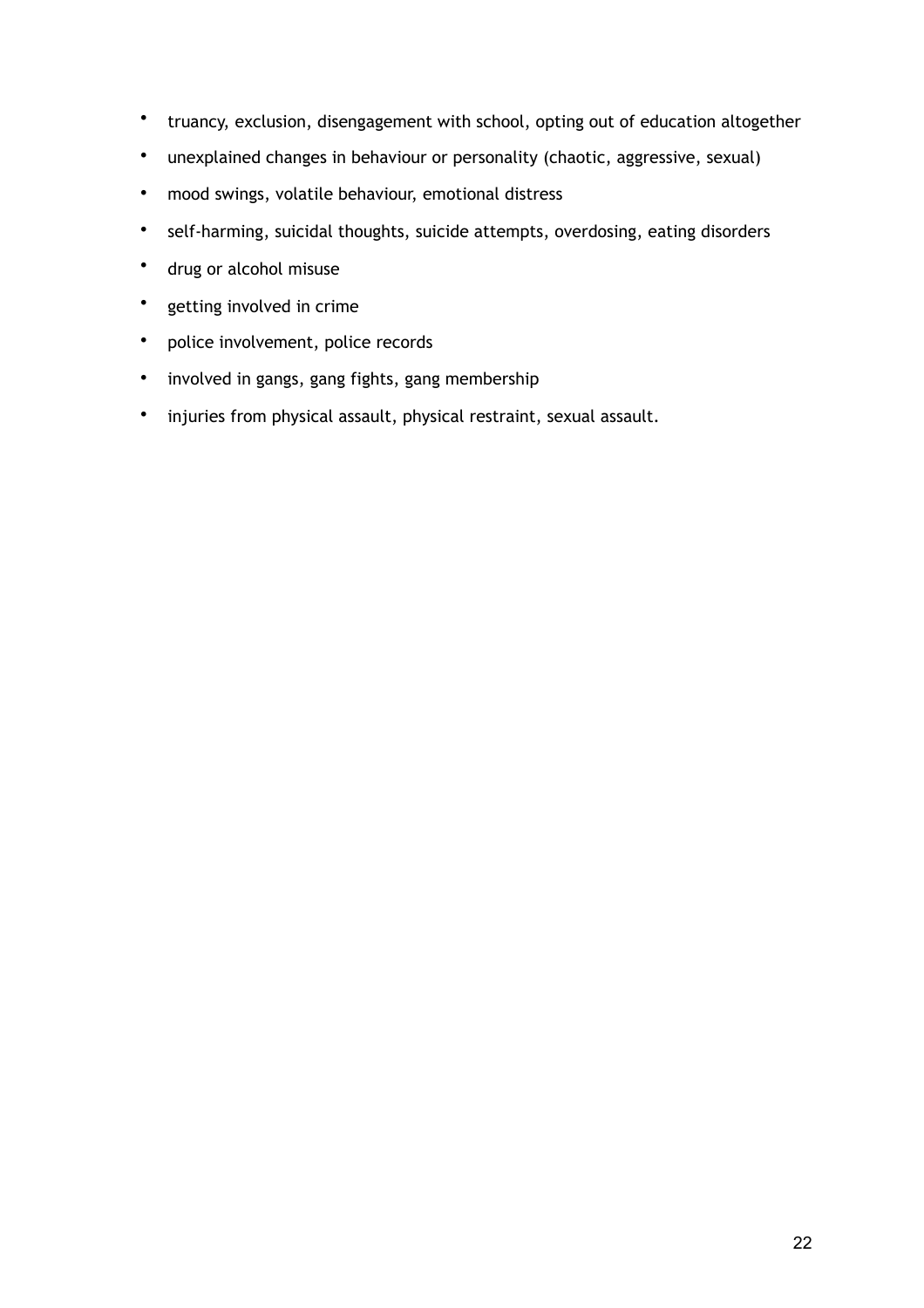- truancy, exclusion, disengagement with school, opting out of education altogether
- unexplained changes in behaviour or personality (chaotic, aggressive, sexual)
- mood swings, volatile behaviour, emotional distress
- self-harming, suicidal thoughts, suicide attempts, overdosing, eating disorders
- drug or alcohol misuse
- getting involved in crime
- police involvement, police records
- involved in gangs, gang fights, gang membership
- injuries from physical assault, physical restraint, sexual assault.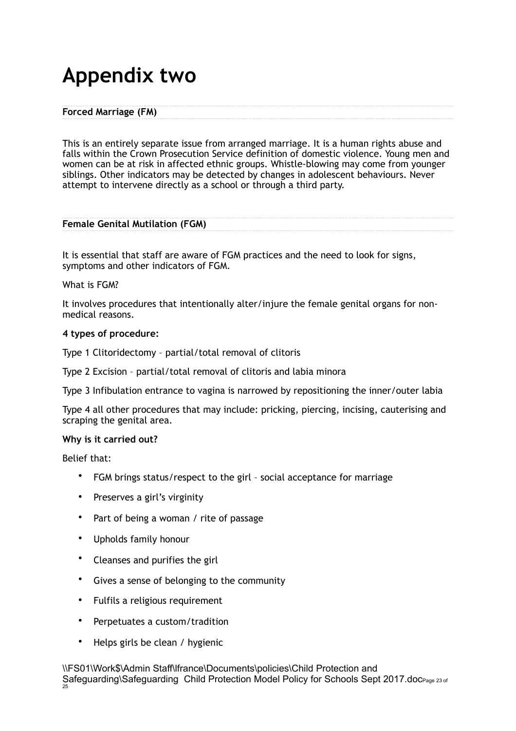# Appendix two

**Forced Marriage (FM)**

This is an entirely separate issue from arranged marriage. It is a human rights abuse and falls within the Crown Prosecution Service definition of domestic violence. Young men and women can be at risk in affected ethnic groups. Whistle-blowing may come from younger siblings. Other indicators may be detected by changes in adolescent behaviours. Never attempt to intervene directly as a school or through a third party.

**Female Genital Mutilation (FGM)**

It is essential that staff are aware of FGM practices and the need to look for signs, symptoms and other indicators of FGM.

What is FGM?

It involves procedures that intentionally alter/injure the female genital organs for non-medical reasons.

**4 types of procedure:**

Type 1 Clitoridectomy – partial/total removal of clitoris

Type 2 Excision – partial/total removal of clitoris and labia minora

Type 3 Infibulation entrance to vagina is narrowed by repositioning the inner/outer labia

Type 4 all other procedures that may include: pricking, piercing, incising, cauterising and scraping the genital area.

**Why is it carried out?**

Belief that:

- FGM brings status/respect to the girl – social acceptance for marriage
- Preserves a girl's virginity
- Part of being a woman / rite of passage
- Upholds family honour
- Cleanses and purifies the girl
- Gives a sense of belonging to the community
- Fulfils a religious requirement
- Perpetuates a custom/tradition
- Helps girls be clean / hygienic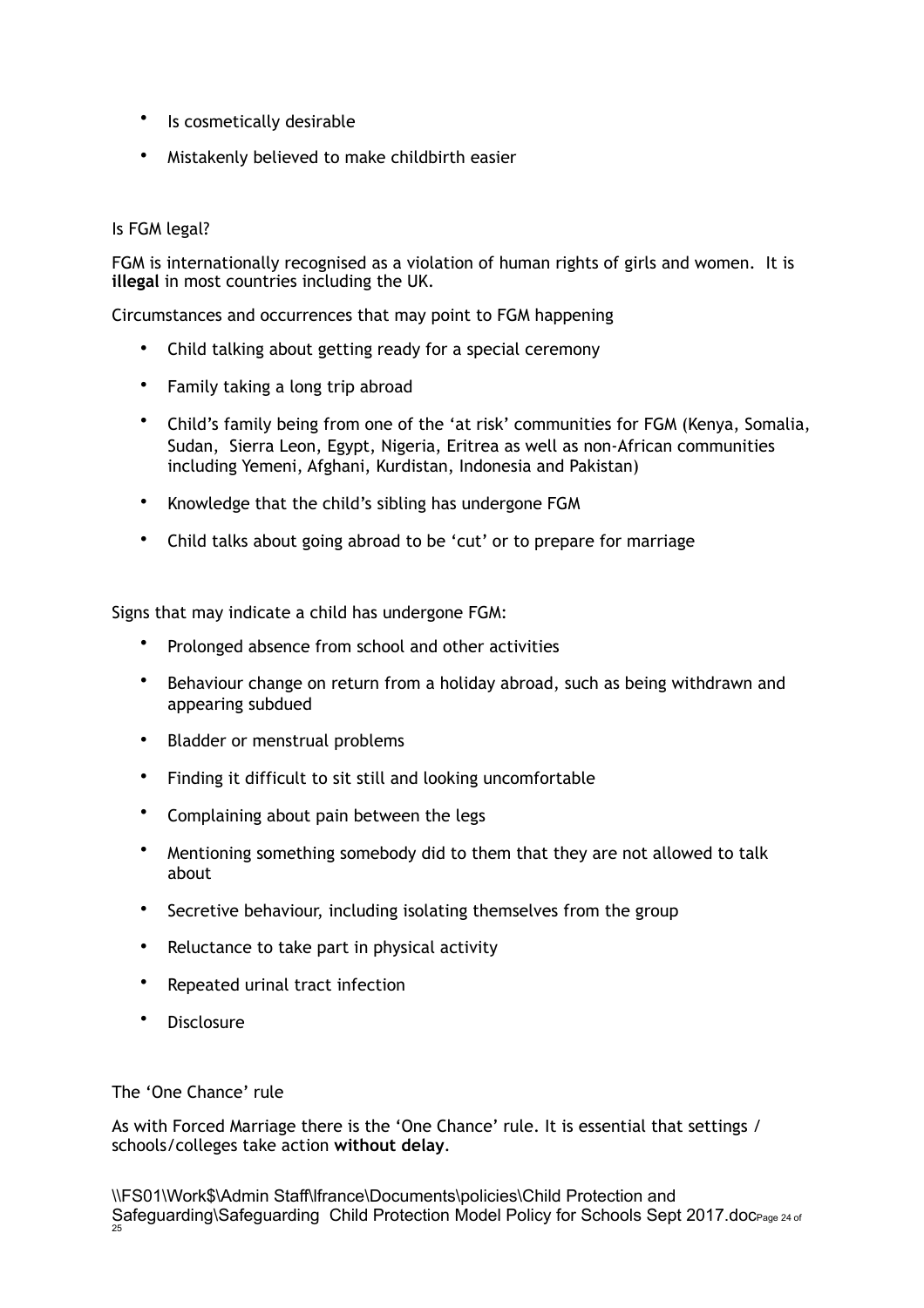- Is cosmetically desirable
- Mistakenly believed to make childbirth easier

Is FGM legal?

FGM is internationally recognised as a violation of human rights of girls and women. It is **illegal** in most countries including the UK.

Circumstances and occurrences that may point to FGM happening

- Child talking about getting ready for a special ceremony
- Family taking a long trip abroad
- Child's family being from one of the 'at risk' communities for FGM (Kenya, Somalia, Sudan, Sierra Leon, Egypt, Nigeria, Eritrea as well as non-African communities including Yemeni, Afghani, Kurdistan, Indonesia and Pakistan)
- Knowledge that the child's sibling has undergone FGM
- Child talks about going abroad to be 'cut' or to prepare for marriage

Signs that may indicate a child has undergone FGM:

- Prolonged absence from school and other activities
- Behaviour change on return from a holiday abroad, such as being withdrawn and appearing subdued
- Bladder or menstrual problems
- Finding it difficult to sit still and looking uncomfortable
- Complaining about pain between the legs
- Mentioning something somebody did to them that they are not allowed to talk about
- Secretive behaviour, including isolating themselves from the group
- Reluctance to take part in physical activity
- Repeated urinal tract infection
- Disclosure

The 'One Chance' rule

As with Forced Marriage there is the 'One Chance' rule. It is essential that settings / schools/colleges take action **without delay**.